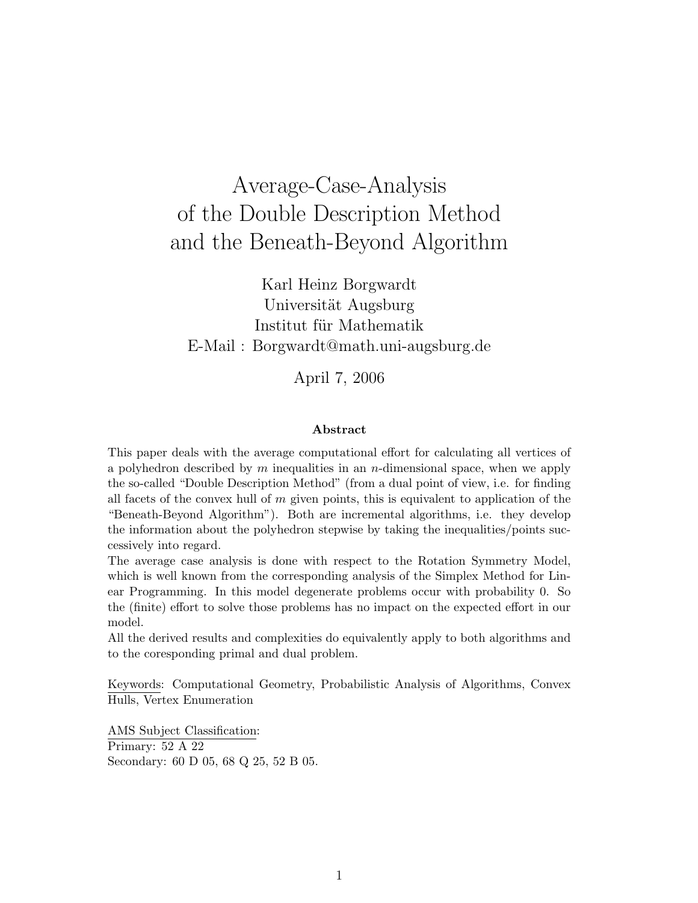# Average-Case-Analysis of the Double Description Method and the Beneath-Beyond Algorithm

Karl Heinz Borgwardt
Universität Augsburg
Institut für Mathematik
E-Mail : Borgwardt@math.uni-augsburg.de

April 7, 2006

### Abstract

This paper deals with the average computational effort for calculating all vertices of a polyhedron described by $m$ inequalities in an $n$-dimensional space, when we apply the so-called "Double Description Method" (from a dual point of view, i.e. for finding all facets of the convex hull of $m$ given points, this is equivalent to application of the "Beneath-Beyond Algorithm"). Both are incremental algorithms, i.e. they develop the information about the polyhedron stepwise by taking the inequalities/points successively into regard.

The average case analysis is done with respect to the Rotation Symmetry Model, which is well known from the corresponding analysis of the Simplex Method for Linear Programming. In this model degenerate problems occur with probability 0. So the (finite) effort to solve those problems has no impact on the expected effort in our model.

All the derived results and complexities do equivalently apply to both algorithms and to the coresponding primal and dual problem.

Keywords: Computational Geometry, Probabilistic Analysis of Algorithms, Convex Hulls, Vertex Enumeration

AMS Subject Classification:
Primary: 52 A 22
Secondary: 60 D 05, 68 Q 25, 52 B 05.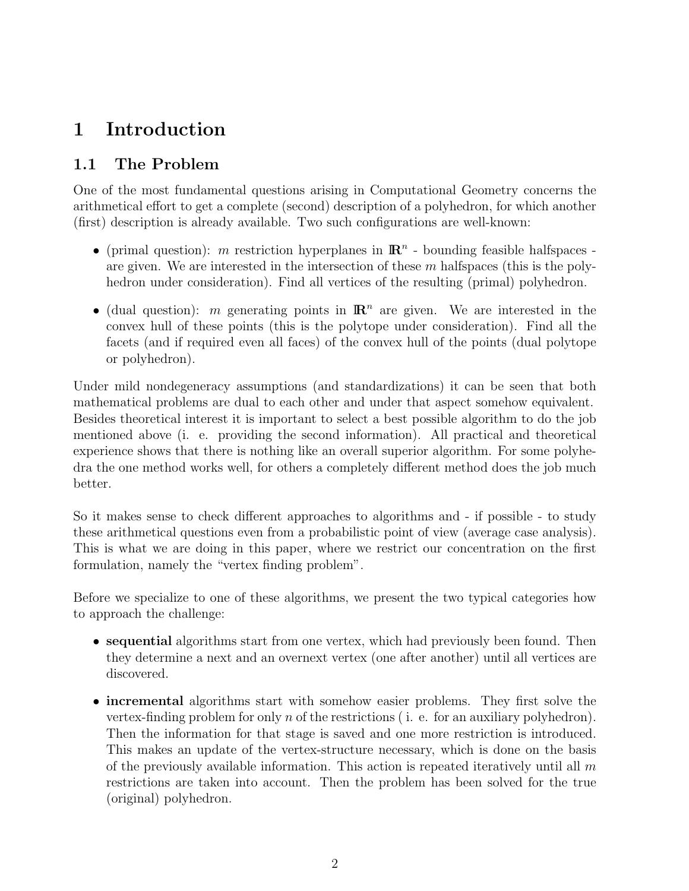# 1 Introduction

## 1.1 The Problem

One of the most fundamental questions arising in Computational Geometry concerns the arithmetical effort to get a complete (second) description of a polyhedron, for which another (first) description is already available. Two such configurations are well-known:

- (primal question): $m$ restriction hyperplanes in $\mathbb{R}^n$ - bounding feasible halfspaces - are given. We are interested in the intersection of these $m$ halfspaces (this is the polyhedron under consideration). Find all vertices of the resulting (primal) polyhedron.
- (dual question): $m$ generating points in $\mathbb{R}^n$ are given. We are interested in the convex hull of these points (this is the polytope under consideration). Find all the facets (and if required even all faces) of the convex hull of the points (dual polytope or polyhedron).

Under mild nondegeneracy assumptions (and standardizations) it can be seen that both mathematical problems are dual to each other and under that aspect somehow equivalent. Besides theoretical interest it is important to select a best possible algorithm to do the job mentioned above (i. e. providing the second information). All practical and theoretical experience shows that there is nothing like an overall superior algorithm. For some polyhedra the one method works well, for others a completely different method does the job much better.

So it makes sense to check different approaches to algorithms and - if possible - to study these arithmetical questions even from a probabilistic point of view (average case analysis). This is what we are doing in this paper, where we restrict our concentration on the first formulation, namely the "vertex finding problem".

Before we specialize to one of these algorithms, we present the two typical categories how to approach the challenge:

- **sequential** algorithms start from one vertex, which had previously been found. Then they determine a next and an overnext vertex (one after another) until all vertices are discovered.
- **incremental** algorithms start with somehow easier problems. They first solve the vertex-finding problem for only $n$ of the restrictions ( i. e. for an auxiliary polyhedron). Then the information for that stage is saved and one more restriction is introduced. This makes an update of the vertex-structure necessary, which is done on the basis of the previously available information. This action is repeated iteratively until all $m$ restrictions are taken into account. Then the problem has been solved for the true (original) polyhedron.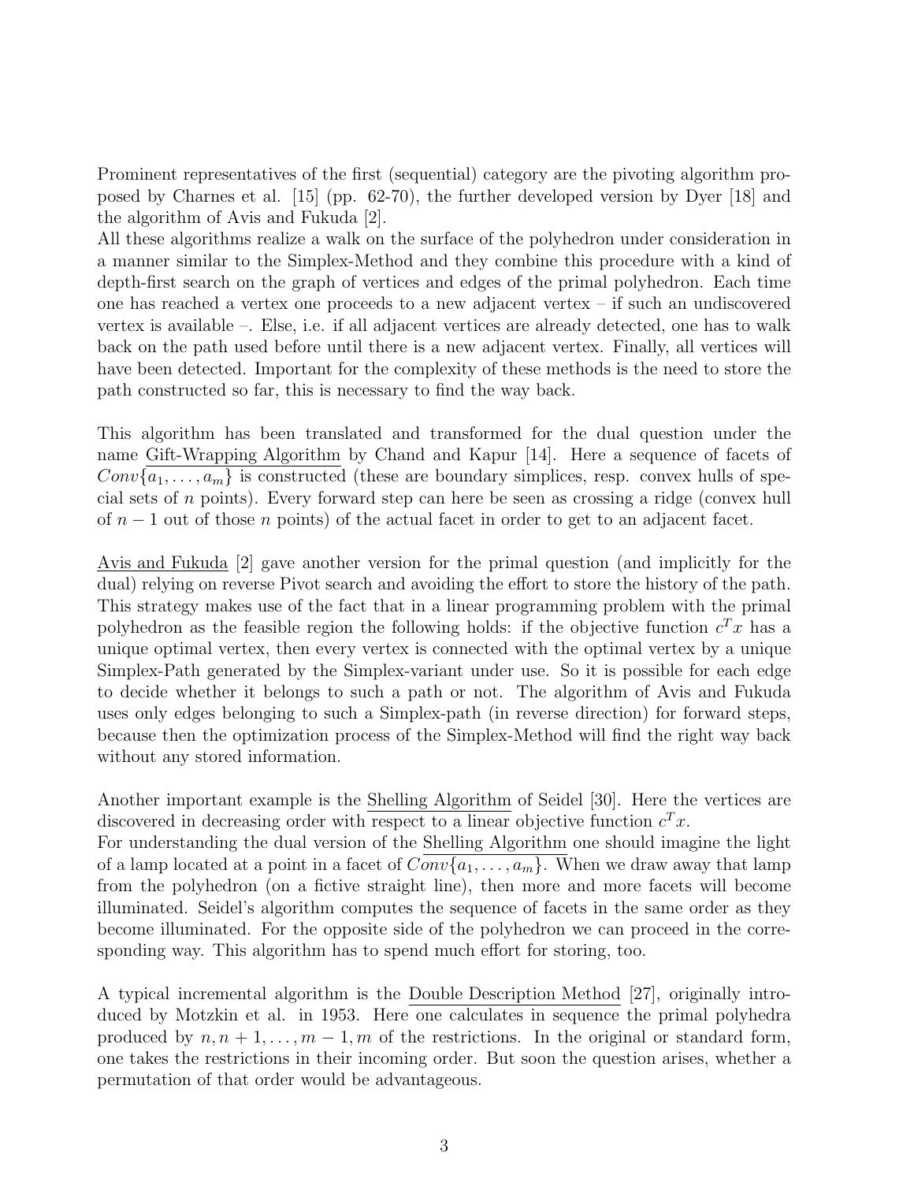Prominent representatives of the first (sequential) category are the pivoting algorithm proposed by Charnes et al. [15] (pp. 62-70), the further developed version by Dyer [18] and the algorithm of Avis and Fukuda [2].
All these algorithms realize a walk on the surface of the polyhedron under consideration in a manner similar to the Simplex-Method and they combine this procedure with a kind of depth-first search on the graph of vertices and edges of the primal polyhedron. Each time one has reached a vertex one proceeds to a new adjacent vertex – if such an undiscovered vertex is available –. Else, i.e. if all adjacent vertices are already detected, one has to walk back on the path used before until there is a new adjacent vertex. Finally, all vertices will have been detected. Important for the complexity of these methods is the need to store the path constructed so far, this is necessary to find the way back.

This algorithm has been translated and transformed for the dual question under the name Gift-Wrapping Algorithm by Chand and Kapur [14]. Here a sequence of facets of $Conv\{a_1, \ldots, a_m\}$ is constructed (these are boundary simplices, resp. convex hulls of special sets of $n$ points). Every forward step can here be seen as crossing a ridge (convex hull of $n-1$ out of those $n$ points) of the actual facet in order to get to an adjacent facet.

Avis and Fukuda [2] gave another version for the primal question (and implicitly for the dual) relying on reverse Pivot search and avoiding the effort to store the history of the path. This strategy makes use of the fact that in a linear programming problem with the primal polyhedron as the feasible region the following holds: if the objective function $c^T x$ has a unique optimal vertex, then every vertex is connected with the optimal vertex by a unique Simplex-Path generated by the Simplex-variant under use. So it is possible for each edge to decide whether it belongs to such a path or not. The algorithm of Avis and Fukuda uses only edges belonging to such a Simplex-path (in reverse direction) for forward steps, because then the optimization process of the Simplex-Method will find the right way back without any stored information.

Another important example is the Shelling Algorithm of Seidel [30]. Here the vertices are discovered in decreasing order with respect to a linear objective function $c^T x$.
For understanding the dual version of the Shelling Algorithm one should imagine the light of a lamp located at a point in a facet of $Conv\{a_1, \ldots, a_m\}$. When we draw away that lamp from the polyhedron (on a fictive straight line), then more and more facets will become illuminated. Seidel's algorithm computes the sequence of facets in the same order as they become illuminated. For the opposite side of the polyhedron we can proceed in the corresponding way. This algorithm has to spend much effort for storing, too.

A typical incremental algorithm is the Double Description Method [27], originally introduced by Motzkin et al. in 1953. Here one calculates in sequence the primal polyhedra produced by $n, n+1, \ldots, m-1, m$ of the restrictions. In the original or standard form, one takes the restrictions in their incoming order. But soon the question arises, whether a permutation of that order would be advantageous.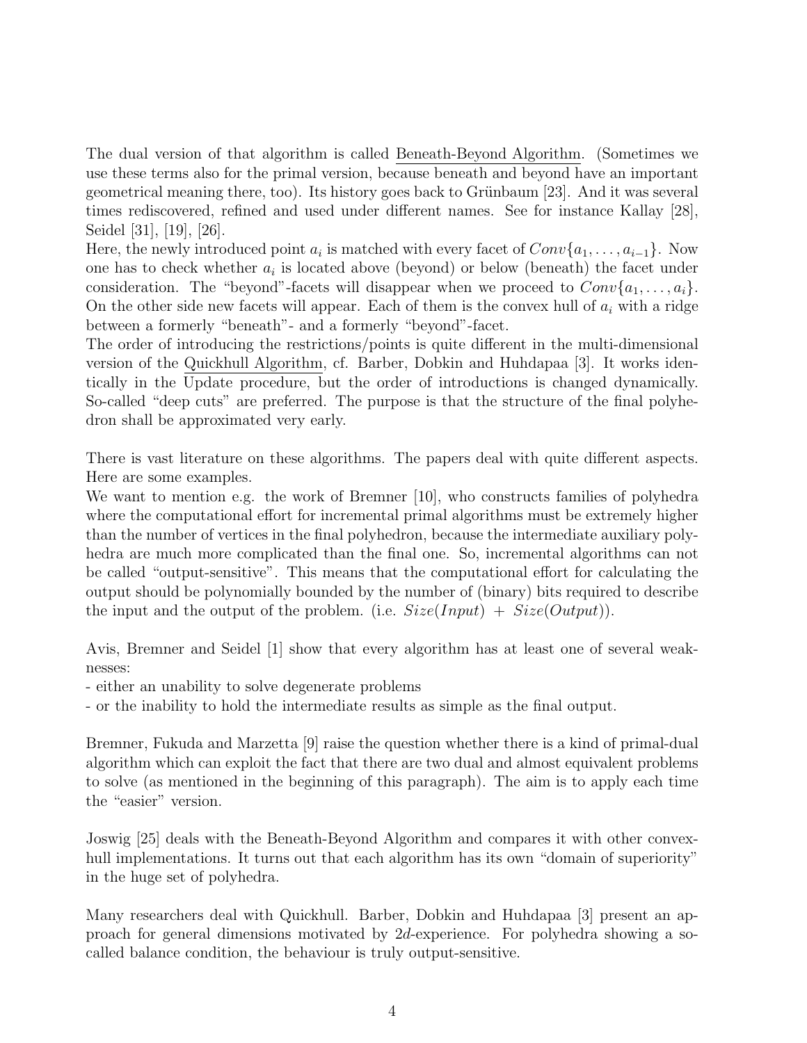The dual version of that algorithm is called Beneath-Beyond Algorithm. (Sometimes we use these terms also for the primal version, because beneath and beyond have an important geometrical meaning there, too). Its history goes back to Grünbaum [23]. And it was several times rediscovered, refined and used under different names. See for instance Kallay [28], Seidel [31], [19], [26].
Here, the newly introduced point $a_i$ is matched with every facet of $Conv\{a_1, \ldots, a_{i-1}\}$. Now one has to check whether $a_i$ is located above (beyond) or below (beneath) the facet under consideration. The "beyond"-facets will disappear when we proceed to $Conv\{a_1, \ldots, a_i\}$. On the other side new facets will appear. Each of them is the convex hull of $a_i$ with a ridge between a formerly "beneath"- and a formerly "beyond"-facet.
The order of introducing the restrictions/points is quite different in the multi-dimensional version of the Quickhull Algorithm, cf. Barber, Dobkin and Huhdapaa [3]. It works identically in the Update procedure, but the order of introductions is changed dynamically. So-called "deep cuts" are preferred. The purpose is that the structure of the final polyhedron shall be approximated very early.

There is vast literature on these algorithms. The papers deal with quite different aspects. Here are some examples.
We want to mention e.g. the work of Bremner [10], who constructs families of polyhedra where the computational effort for incremental primal algorithms must be extremely higher than the number of vertices in the final polyhedron, because the intermediate auxiliary polyhedra are much more complicated than the final one. So, incremental algorithms can not be called "output-sensitive". This means that the computational effort for calculating the output should be polynomially bounded by the number of (binary) bits required to describe the input and the output of the problem. (i.e. $Size(Input) + Size(Output)$).

Avis, Bremner and Seidel [1] show that every algorithm has at least one of several weaknesses:
- either an unability to solve degenerate problems
- or the inability to hold the intermediate results as simple as the final output.

Bremner, Fukuda and Marzetta [9] raise the question whether there is a kind of primal-dual algorithm which can exploit the fact that there are two dual and almost equivalent problems to solve (as mentioned in the beginning of this paragraph). The aim is to apply each time the "easier" version.

Joswig [25] deals with the Beneath-Beyond Algorithm and compares it with other convex-hull implementations. It turns out that each algorithm has its own "domain of superiority" in the huge set of polyhedra.

Many researchers deal with Quickhull. Barber, Dobkin and Huhdapaa [3] present an approach for general dimensions motivated by $2d$-experience. For polyhedra showing a so-called balance condition, the behaviour is truly output-sensitive.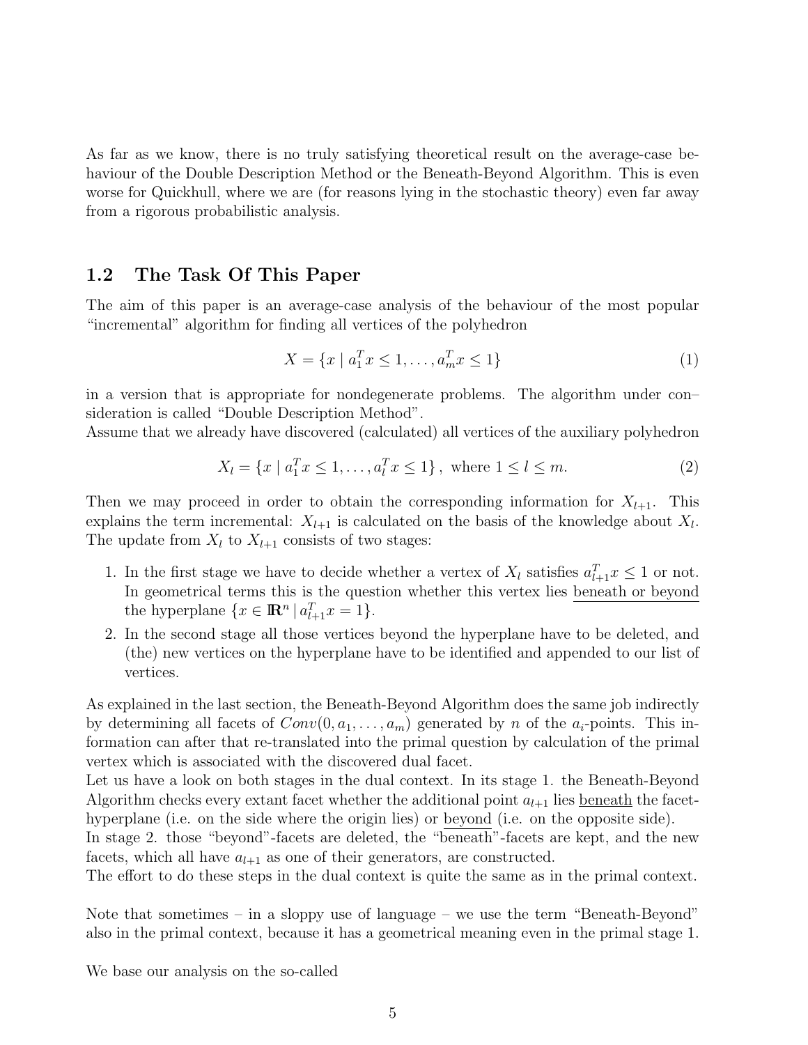As far as we know, there is no truly satisfying theoretical result on the average-case behaviour of the Double Description Method or the Beneath-Beyond Algorithm. This is even worse for Quickhull, where we are (for reasons lying in the stochastic theory) even far away from a rigorous probabilistic analysis.

## 1.2 The Task Of This Paper

The aim of this paper is an average-case analysis of the behaviour of the most popular "incremental" algorithm for finding all vertices of the polyhedron

$$X = \{x \mid a_1^T x \leq 1, \ldots, a_m^T x \leq 1\} \tag{1}$$

in a version that is appropriate for nondegenerate problems. The algorithm under consideration is called "Double Description Method".
Assume that we already have discovered (calculated) all vertices of the auxiliary polyhedron

$$X_l = \{x \mid a_1^T x \leq 1, \ldots, a_l^T x \leq 1\}, \text{ where } 1 \leq l \leq m. \tag{2}$$

Then we may proceed in order to obtain the corresponding information for $X_{l+1}$. This explains the term incremental: $X_{l+1}$ is calculated on the basis of the knowledge about $X_l$. The update from $X_l$ to $X_{l+1}$ consists of two stages:

1. In the first stage we have to decide whether a vertex of $X_l$ satisfies $a_{l+1}^T x \leq 1$ or not. In geometrical terms this is the question whether this vertex lies <u>beneath or beyond</u> the hyperplane $\{x \in \mathbb{R}^n \mid a_{l+1}^T x = 1\}$.
2. In the second stage all those vertices beyond the hyperplane have to be deleted, and (the) new vertices on the hyperplane have to be identified and appended to our list of vertices.

As explained in the last section, the Beneath-Beyond Algorithm does the same job indirectly by determining all facets of $Conv(0, a_1, \ldots, a_m)$ generated by $n$ of the $a_i$-points. This information can after that re-translated into the primal question by calculation of the primal vertex which is associated with the discovered dual facet.
Let us have a look on both stages in the dual context. In its stage 1. the Beneath-Beyond Algorithm checks every extant facet whether the additional point $a_{l+1}$ lies <u>beneath</u> the facet-hyperplane (i.e. on the side where the origin lies) or <u>beyond</u> (i.e. on the opposite side).
In stage 2. those "beyond"-facets are deleted, the "beneath"-facets are kept, and the new facets, which all have $a_{l+1}$ as one of their generators, are constructed.
The effort to do these steps in the dual context is quite the same as in the primal context.

Note that sometimes – in a sloppy use of language – we use the term "Beneath-Beyond" also in the primal context, because it has a geometrical meaning even in the primal stage 1.

We base our analysis on the so-called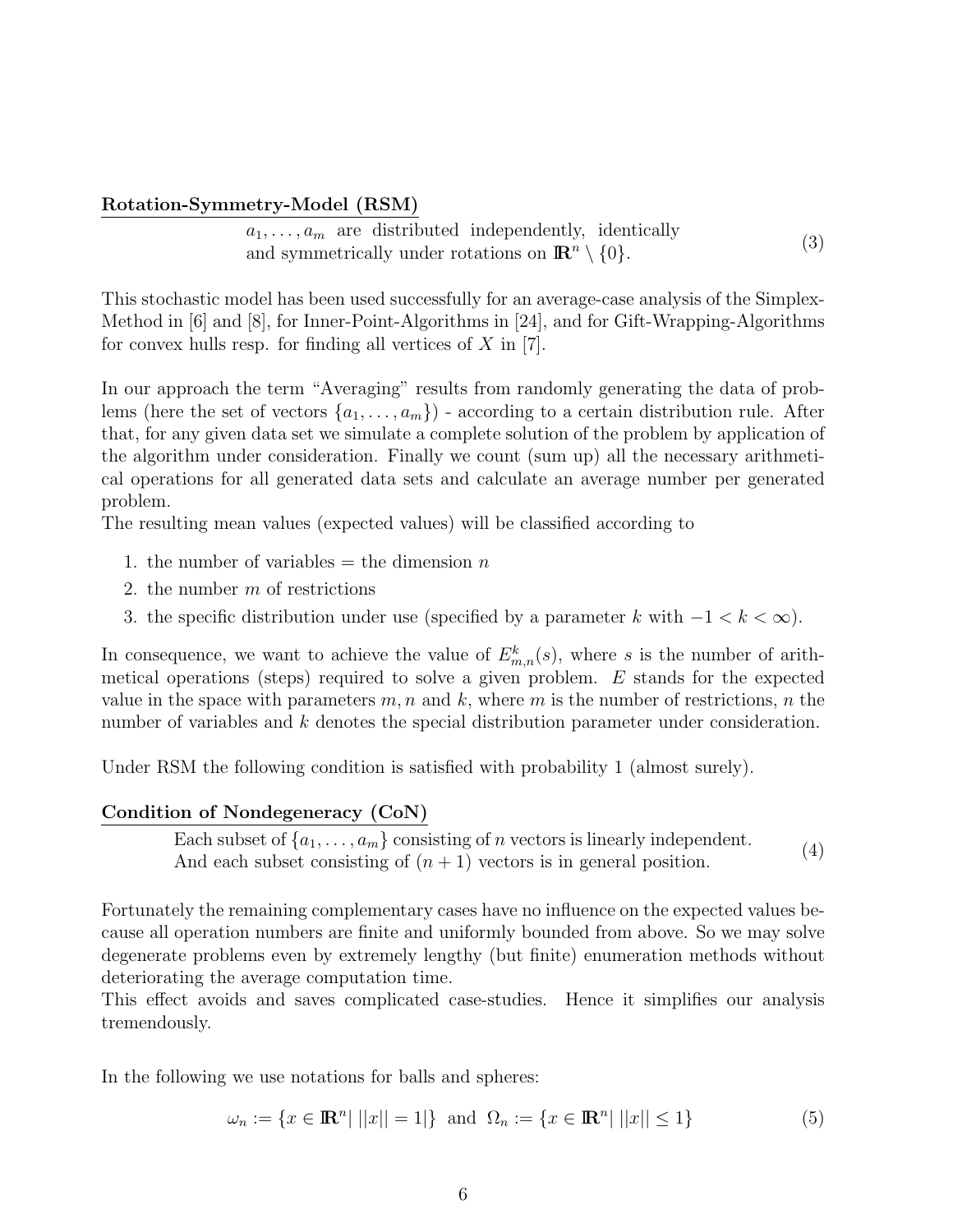**Rotation-Symmetry-Model (RSM)**

$$a_1, \ldots, a_m \text{ are distributed independently, identically and symmetrically under rotations on } \mathbb{R}^n \setminus \{0\}. \tag{3}$$

This stochastic model has been used successfully for an average-case analysis of the Simplex-Method in [6] and [8], for Inner-Point-Algorithms in [24], and for Gift-Wrapping-Algorithms for convex hulls resp. for finding all vertices of $X$ in [7].

In our approach the term "Averaging" results from randomly generating the data of problems (here the set of vectors $\{a_1, \ldots, a_m\}$) - according to a certain distribution rule. After that, for any given data set we simulate a complete solution of the problem by application of the algorithm under consideration. Finally we count (sum up) all the necessary arithmetical operations for all generated data sets and calculate an average number per generated problem.
The resulting mean values (expected values) will be classified according to

1. the number of variables = the dimension $n$
2. the number $m$ of restrictions
3. the specific distribution under use (specified by a parameter $k$ with $-1 < k < \infty$).

In consequence, we want to achieve the value of $E^k_{m,n}(s)$, where $s$ is the number of arithmetical operations (steps) required to solve a given problem. $E$ stands for the expected value in the space with parameters $m, n$ and $k$, where $m$ is the number of restrictions, $n$ the number of variables and $k$ denotes the special distribution parameter under consideration.

Under RSM the following condition is satisfied with probability 1 (almost surely).

**Condition of Nondegeneracy (CoN)**

$$\begin{array}{l}\text{Each subset of } \{a_1, \ldots, a_m\} \text{ consisting of } n \text{ vectors is linearly independent.} \\ \text{And each subset consisting of } (n+1) \text{ vectors is in general position.}\end{array} \tag{4}$$

Fortunately the remaining complementary cases have no influence on the expected values because all operation numbers are finite and uniformly bounded from above. So we may solve degenerate problems even by extremely lengthy (but finite) enumeration methods without deteriorating the average computation time.
This effect avoids and saves complicated case-studies. Hence it simplifies our analysis tremendously.

In the following we use notations for balls and spheres:

$$\omega_n := \{x \in \mathbb{R}^n |\ ||x|| = 1|\} \text{ and } \Omega_n := \{x \in \mathbb{R}^n |\ ||x|| \leq 1\} \tag{5}$$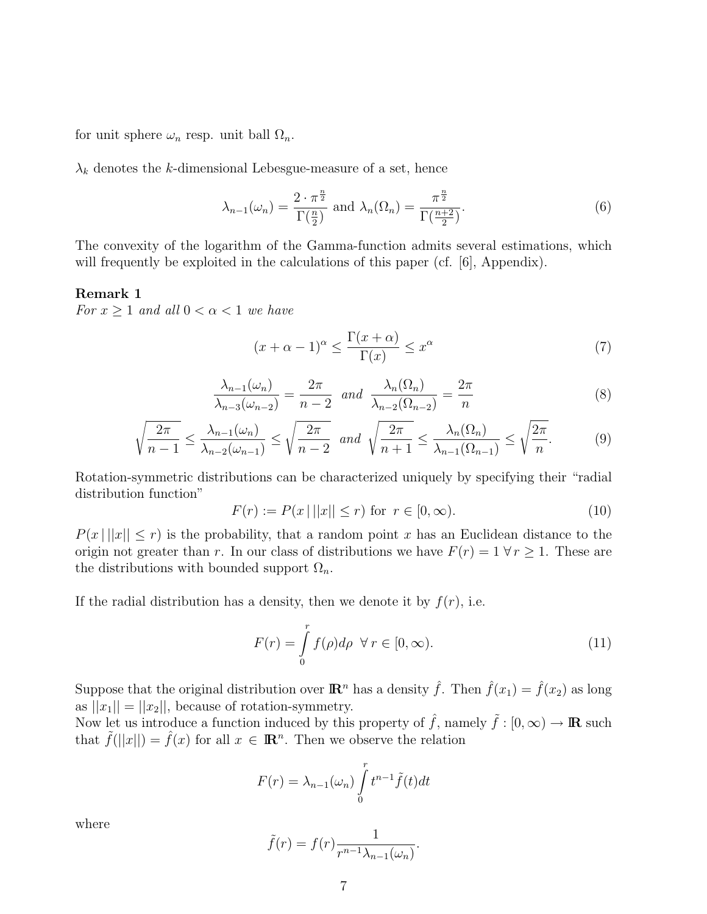for unit sphere $\omega_n$ resp. unit ball $\Omega_n$.

$\lambda_k$ denotes the $k$-dimensional Lebesgue-measure of a set, hence

$$\lambda_{n-1}(\omega_n) = \frac{2 \cdot \pi^{\frac{n}{2}}}{\Gamma(\frac{n}{2})} \text{ and } \lambda_n(\Omega_n) = \frac{\pi^{\frac{n}{2}}}{\Gamma(\frac{n+2}{2})}. \tag{6}$$

The convexity of the logarithm of the Gamma-function admits several estimations, which will frequently be exploited in the calculations of this paper (cf. [6], Appendix).

**Remark 1**
*For $x \geq 1$ and all $0 < \alpha < 1$ we have*

$$(x + \alpha - 1)^{\alpha} \leq \frac{\Gamma(x+\alpha)}{\Gamma(x)} \leq x^{\alpha} \tag{7}$$

$$\frac{\lambda_{n-1}(\omega_n)}{\lambda_{n-3}(\omega_{n-2})} = \frac{2\pi}{n-2} \;\; \textit{and} \;\; \frac{\lambda_n(\Omega_n)}{\lambda_{n-2}(\Omega_{n-2})} = \frac{2\pi}{n} \tag{8}$$

$$\sqrt{\frac{2\pi}{n-1}} \leq \frac{\lambda_{n-1}(\omega_n)}{\lambda_{n-2}(\omega_{n-1})} \leq \sqrt{\frac{2\pi}{n-2}} \;\; \textit{and} \;\; \sqrt{\frac{2\pi}{n+1}} \leq \frac{\lambda_n(\Omega_n)}{\lambda_{n-1}(\Omega_{n-1})} \leq \sqrt{\frac{2\pi}{n}}. \tag{9}$$

Rotation-symmetric distributions can be characterized uniquely by specifying their "radial distribution function"

$$F(r) := P(x \,|\, ||x|| \leq r) \text{ for } r \in [0, \infty). \tag{10}$$

$P(x \,|\, ||x|| \leq r)$ is the probability, that a random point $x$ has an Euclidean distance to the origin not greater than $r$. In our class of distributions we have $F(r) = 1 \;\forall\, r \geq 1$. These are the distributions with bounded support $\Omega_n$.

If the radial distribution has a density, then we denote it by $f(r)$, i.e.

$$F(r) = \int_0^r f(\rho) d\rho \;\; \forall\, r \in [0, \infty). \tag{11}$$

Suppose that the original distribution over $\mathbb{R}^n$ has a density $\hat{f}$. Then $\hat{f}(x_1) = \hat{f}(x_2)$ as long as $||x_1|| = ||x_2||$, because of rotation-symmetry.
Now let us introduce a function induced by this property of $\hat{f}$, namely $\tilde{f} : [0, \infty) \to \mathbb{R}$ such that $\tilde{f}(||x||) = \hat{f}(x)$ for all $x \in \mathbb{R}^n$. Then we observe the relation

$$F(r) = \lambda_{n-1}(\omega_n) \int_0^r t^{n-1} \tilde{f}(t) dt$$

where

$$\tilde{f}(r) = f(r) \frac{1}{r^{n-1} \lambda_{n-1}(\omega_n)}.$$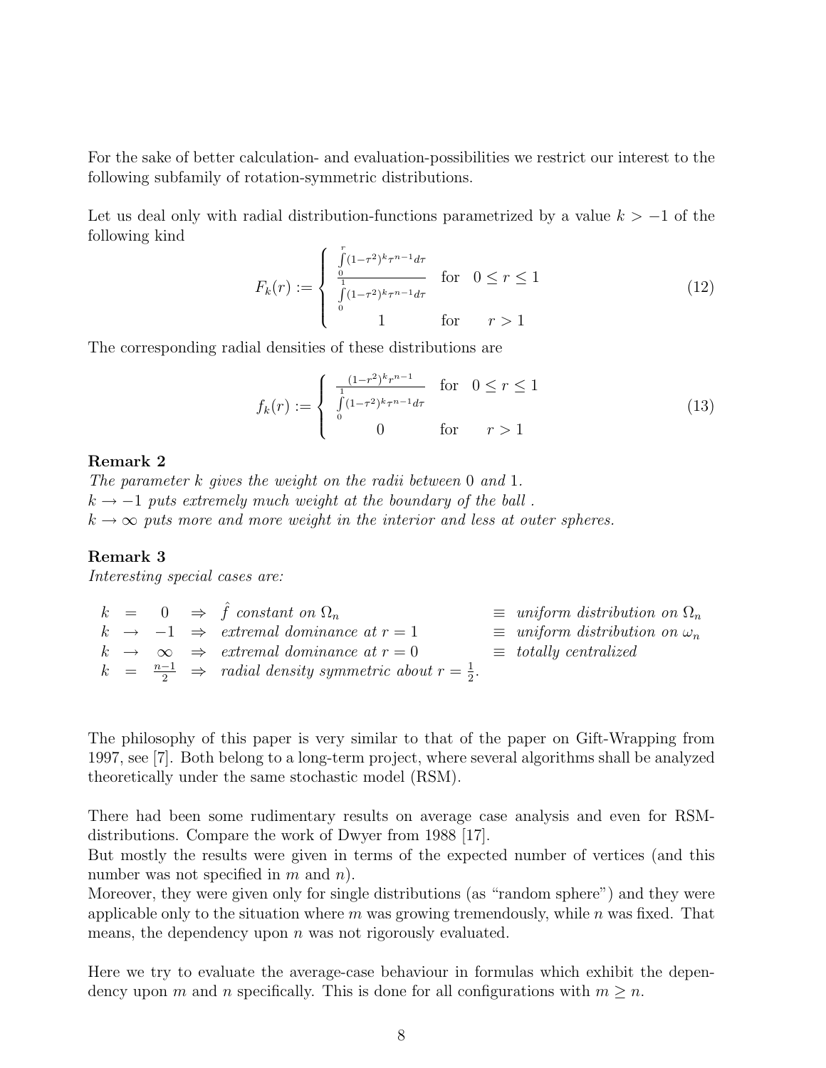For the sake of better calculation- and evaluation-possibilities we restrict our interest to the following subfamily of rotation-symmetric distributions.

Let us deal only with radial distribution-functions parametrized by a value $k > -1$ of the following kind

$$F_k(r) := \begin{cases} \dfrac{\int_0^r (1-\tau^2)^k \tau^{n-1} d\tau}{\int_0^1 (1-\tau^2)^k \tau^{n-1} d\tau} & \text{for} \quad 0 \le r \le 1 \\ 1 & \text{for} \quad r > 1 \end{cases} \tag{12}$$

The corresponding radial densities of these distributions are

$$f_k(r) := \begin{cases} \dfrac{(1-r^2)^k r^{n-1}}{\int_0^1 (1-\tau^2)^k \tau^{n-1} d\tau} & \text{for} \quad 0 \le r \le 1 \\ 0 & \text{for} \quad r > 1 \end{cases} \tag{13}$$

**Remark 2**

*The parameter $k$ gives the weight on the radii between 0 and 1.*
*$k \to -1$ puts extremely much weight at the boundary of the ball .*
*$k \to \infty$ puts more and more weight in the interior and less at outer spheres.*

**Remark 3**

*Interesting special cases are:*

$k = 0 \Rightarrow \hat{f}$ *constant on* $\Omega_n$ $\equiv$ *uniform distribution on* $\Omega_n$
$k \to -1 \Rightarrow$ *extremal dominance at* $r = 1$ $\equiv$ *uniform distribution on* $\omega_n$
$k \to \infty \Rightarrow$ *extremal dominance at* $r = 0$ $\equiv$ *totally centralized*
$k = \frac{n-1}{2} \Rightarrow$ *radial density symmetric about* $r = \frac{1}{2}$.

The philosophy of this paper is very similar to that of the paper on Gift-Wrapping from 1997, see [7]. Both belong to a long-term project, where several algorithms shall be analyzed theoretically under the same stochastic model (RSM).

There had been some rudimentary results on average case analysis and even for RSM-distributions. Compare the work of Dwyer from 1988 [17].
But mostly the results were given in terms of the expected number of vertices (and this number was not specified in $m$ and $n$).
Moreover, they were given only for single distributions (as "random sphere") and they were applicable only to the situation where $m$ was growing tremendously, while $n$ was fixed. That means, the dependency upon $n$ was not rigorously evaluated.

Here we try to evaluate the average-case behaviour in formulas which exhibit the dependency upon $m$ and $n$ specifically. This is done for all configurations with $m \ge n$.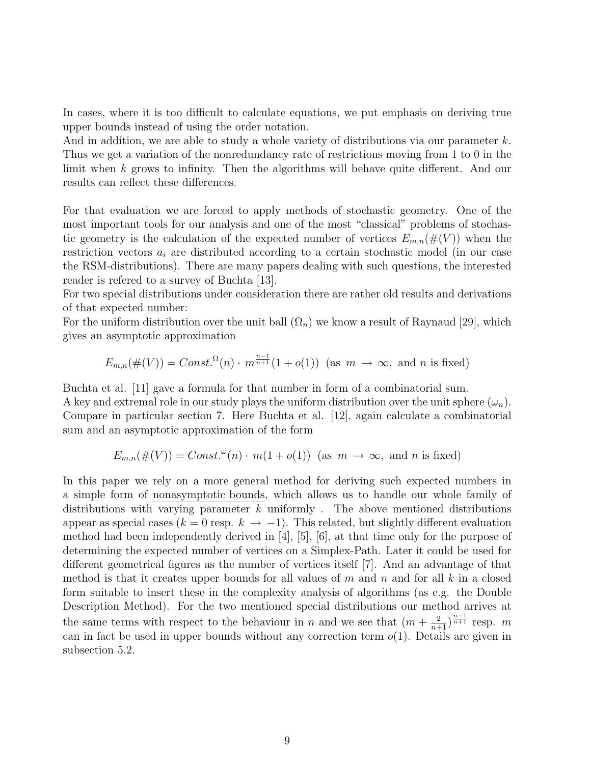In cases, where it is too difficult to calculate equations, we put emphasis on deriving true upper bounds instead of using the order notation.
And in addition, we are able to study a whole variety of distributions via our parameter $k$. Thus we get a variation of the nonredundancy rate of restrictions moving from 1 to 0 in the limit when $k$ grows to infinity. Then the algorithms will behave quite different. And our results can reflect these differences.

For that evaluation we are forced to apply methods of stochastic geometry. One of the most important tools for our analysis and one of the most "classical" problems of stochastic geometry is the calculation of the expected number of vertices $E_{m,n}(\#(V))$ when the restriction vectors $a_i$ are distributed according to a certain stochastic model (in our case the RSM-distributions). There are many papers dealing with such questions, the interested reader is refered to a survey of Buchta [13].
For two special distributions under consideration there are rather old results and derivations of that expected number:
For the uniform distribution over the unit ball ($\Omega_n$) we know a result of Raynaud [29], which gives an asymptotic approximation

$$E_{m,n}(\#(V)) = Const.^{\Omega}(n) \cdot m^{\frac{n-1}{n+1}}(1 + o(1)) \ \ \text{(as } m \to \infty, \text{ and } n \text{ is fixed)}$$

Buchta et al. [11] gave a formula for that number in form of a combinatorial sum.
A key and extremal role in our study plays the uniform distribution over the unit sphere ($\omega_n$). Compare in particular section 7. Here Buchta et al. [12], again calculate a combinatorial sum and an asymptotic approximation of the form

$$E_{m,n}(\#(V)) = Const.^{\omega}(n) \cdot m(1 + o(1)) \ \ \text{(as } m \to \infty, \text{ and } n \text{ is fixed)}$$

In this paper we rely on a more general method for deriving such expected numbers in a simple form of nonasymptotic bounds, which allows us to handle our whole family of distributions with varying parameter $k$ uniformly . The above mentioned distributions appear as special cases ($k = 0$ resp. $k \to -1$). This related, but slightly different evaluation method had been independently derived in [4], [5], [6], at that time only for the purpose of determining the expected number of vertices on a Simplex-Path. Later it could be used for different geometrical figures as the number of vertices itself [7]. And an advantage of that method is that it creates upper bounds for all values of $m$ and $n$ and for all $k$ in a closed form suitable to insert these in the complexity analysis of algorithms (as e.g. the Double Description Method). For the two mentioned special distributions our method arrives at the same terms with respect to the behaviour in $n$ and we see that $(m + \frac{2}{n+1})^{\frac{n-1}{n+1}}$ resp. $m$ can in fact be used in upper bounds without any correction term $o(1)$. Details are given in subsection 5.2.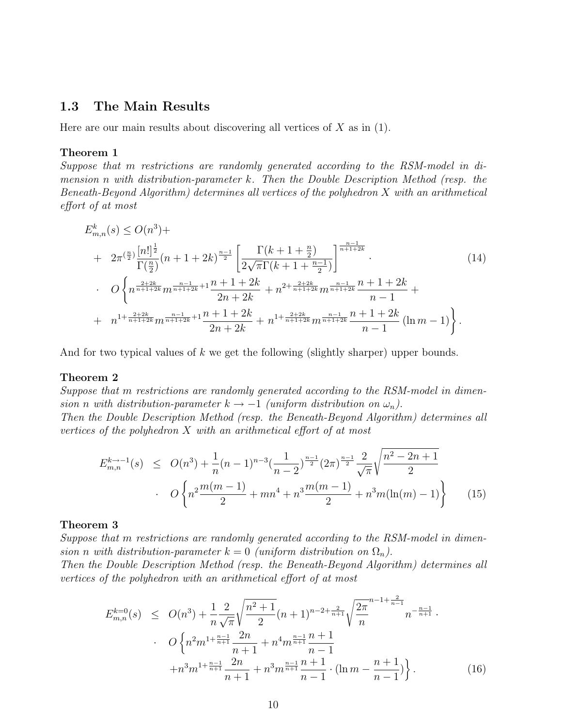## 1.3 The Main Results

Here are our main results about discovering all vertices of $X$ as in (1).

**Theorem 1**

*Suppose that $m$ restrictions are randomly generated according to the RSM-model in dimension $n$ with distribution-parameter $k$. Then the Double Description Method (resp. the Beneath-Beyond Algorithm) determines all vertices of the polyhedron $X$ with an arithmetical effort of at most*

$$
\begin{aligned}
& E^k_{m,n}(s) \leq O(n^3) + \\
& + \; 2\pi^{(\frac{n}{2})} \frac{[n!]^{\frac{1}{2}}}{\Gamma(\frac{n}{2})} (n+1+2k)^{\frac{n-1}{2}} \left[ \frac{\Gamma(k+1+\frac{n}{2})}{2\sqrt{\pi}\Gamma(k+1+\frac{n-1}{2})} \right]^{\frac{n-1}{n+1+2k}} \cdot \\
& \cdot \; O\left\{ n^{\frac{2+2k}{n+1+2k}} m^{\frac{n-1}{n+1+2k}+1} \frac{n+1+2k}{2n+2k} + n^{2+\frac{2+2k}{n+1+2k}} m^{\frac{n-1}{n+1+2k}} \frac{n+1+2k}{n-1} + \right. \\
& + \; \left. n^{1+\frac{2+2k}{n+1+2k}} m^{\frac{n-1}{n+1+2k}+1} \frac{n+1+2k}{2n+2k} + n^{1+\frac{2+2k}{n+1+2k}} m^{\frac{n-1}{n+1+2k}} \frac{n+1+2k}{n-1} (\ln m - 1) \right\}.
\end{aligned} \tag{14}
$$

And for two typical values of $k$ we get the following (slightly sharper) upper bounds.

**Theorem 2**

*Suppose that $m$ restrictions are randomly generated according to the RSM-model in dimension $n$ with distribution-parameter $k \to -1$ (uniform distribution on $\omega_n$).*
*Then the Double Description Method (resp. the Beneath-Beyond Algorithm) determines all vertices of the polyhedron $X$ with an arithmetical effort of at most*

$$
\begin{aligned}
E^{k\to -1}_{m,n}(s) \;\; & \leq \;\; O(n^3) + \frac{1}{n}(n-1)^{n-3}\left(\frac{1}{n-2}\right)^{\frac{n-1}{2}} (2\pi)^{\frac{n-1}{2}} \frac{2}{\sqrt{\pi}} \sqrt{\frac{n^2-2n+1}{2}} \\
& \cdot \;\; O\left\{ n^2 \frac{m(m-1)}{2} + mn^4 + n^3 \frac{m(m-1)}{2} + n^3 m (\ln(m) - 1) \right\}
\end{aligned} \tag{15}
$$

**Theorem 3**

*Suppose that $m$ restrictions are randomly generated according to the RSM-model in dimension $n$ with distribution-parameter $k = 0$ (uniform distribution on $\Omega_n$).*
*Then the Double Description Method (resp. the Beneath-Beyond Algorithm) determines all vertices of the polyhedron with an arithmetical effort of at most*

$$
\begin{aligned}
E^{k=0}_{m,n}(s) \;\; & \leq \;\; O(n^3) + \frac{1}{n}\frac{2}{\sqrt{\pi}} \sqrt{\frac{n^2+1}{2}} (n+1)^{n-2+\frac{2}{n+1}} \sqrt{\frac{2\pi}{n}}^{\,n-1+\frac{2}{n-1}} n^{-\frac{n-1}{n+1}} \cdot \\
& \cdot \;\; O\left\{ n^2 m^{1+\frac{n-1}{n+1}} \frac{2n}{n+1} + n^4 m^{\frac{n-1}{n+1}} \frac{n+1}{n-1} \right. \\
& \quad \left. + n^3 m^{1+\frac{n-1}{n+1}} \frac{2n}{n+1} + n^3 m^{\frac{n-1}{n+1}} \frac{n+1}{n-1} \cdot (\ln m - \frac{n+1}{n-1}) \right\}.
\end{aligned} \tag{16}
$$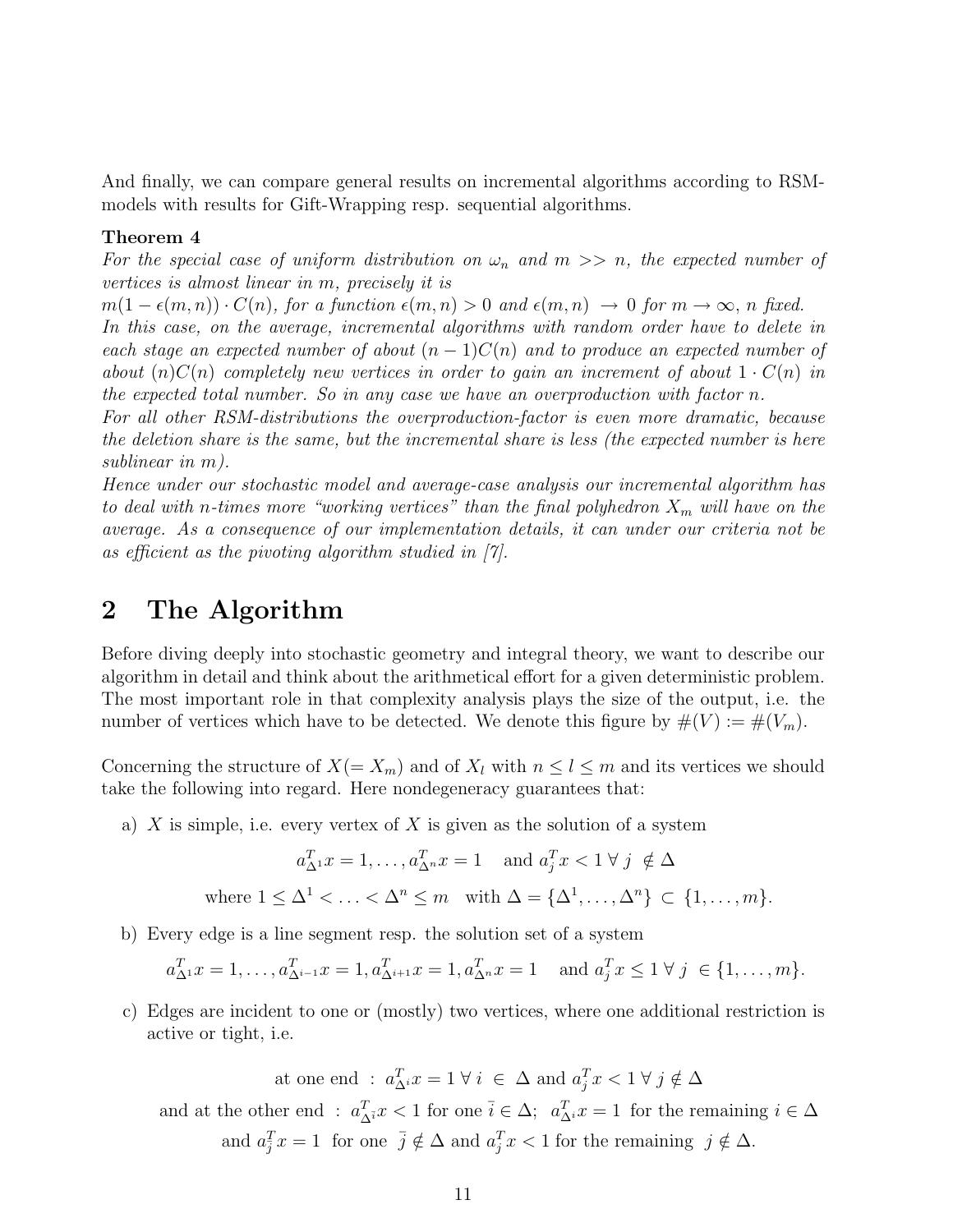And finally, we can compare general results on incremental algorithms according to RSM-models with results for Gift-Wrapping resp. sequential algorithms.

**Theorem 4**

*For the special case of uniform distribution on $\omega_n$ and $m >> n$, the expected number of vertices is almost linear in $m$, precisely it is*

*$m(1-\epsilon(m,n)) \cdot C(n)$, for a function $\epsilon(m,n) > 0$ and $\epsilon(m,n) \to 0$ for $m \to \infty$, $n$ fixed.*

*In this case, on the average, incremental algorithms with random order have to delete in each stage an expected number of about $(n-1)C(n)$ and to produce an expected number of about $(n)C(n)$ completely new vertices in order to gain an increment of about $1 \cdot C(n)$ in the expected total number. So in any case we have an overproduction with factor $n$.*

*For all other RSM-distributions the overproduction-factor is even more dramatic, because the deletion share is the same, but the incremental share is less (the expected number is here sublinear in $m$).*

*Hence under our stochastic model and average-case analysis our incremental algorithm has to deal with $n$-times more "working vertices" than the final polyhedron $X_m$ will have on the average. As a consequence of our implementation details, it can under our criteria not be as efficient as the pivoting algorithm studied in [7].*

## 2 The Algorithm

Before diving deeply into stochastic geometry and integral theory, we want to describe our algorithm in detail and think about the arithmetical effort for a given deterministic problem. The most important role in that complexity analysis plays the size of the output, i.e. the number of vertices which have to be detected. We denote this figure by $\#(V) := \#(V_m)$.

Concerning the structure of $X(= X_m)$ and of $X_l$ with $n \leq l \leq m$ and its vertices we should take the following into regard. Here nondegeneracy guarantees that:

a) $X$ is simple, i.e. every vertex of $X$ is given as the solution of a system

$$a_{\Delta^1}^T x = 1, \ldots, a_{\Delta^n}^T x = 1 \quad \text{and } a_j^T x < 1 \;\forall\; j \;\notin \Delta$$

$$\text{where } 1 \leq \Delta^1 < \ldots < \Delta^n \leq m \quad \text{with } \Delta = \{\Delta^1, \ldots, \Delta^n\} \subset \{1, \ldots, m\}.$$

b) Every edge is a line segment resp. the solution set of a system

$$a_{\Delta^1}^T x = 1, \ldots, a_{\Delta^{i-1}}^T x = 1, a_{\Delta^{i+1}}^T x = 1, a_{\Delta^n}^T x = 1 \quad \text{and } a_j^T x \leq 1 \;\forall\; j \;\in \{1, \ldots, m\}.$$

c) Edges are incident to one or (mostly) two vertices, where one additional restriction is active or tight, i.e.

$$\text{at one end} \;:\; a_{\Delta^i}^T x = 1 \;\forall\; i \;\in\; \Delta \text{ and } a_j^T x < 1 \;\forall\; j \notin \Delta$$

$$\text{and at the other end} \;:\; a_{\Delta^{\bar{i}}}^T x < 1 \text{ for one } \bar{i} \in \Delta;\;\; a_{\Delta^i}^T x = 1 \text{ for the remaining } i \in \Delta$$

$$\text{and } a_{\bar{j}}^T x = 1 \text{ for one } \;\bar{j} \notin \Delta \text{ and } a_j^T x < 1 \text{ for the remaining } \; j \notin \Delta.$$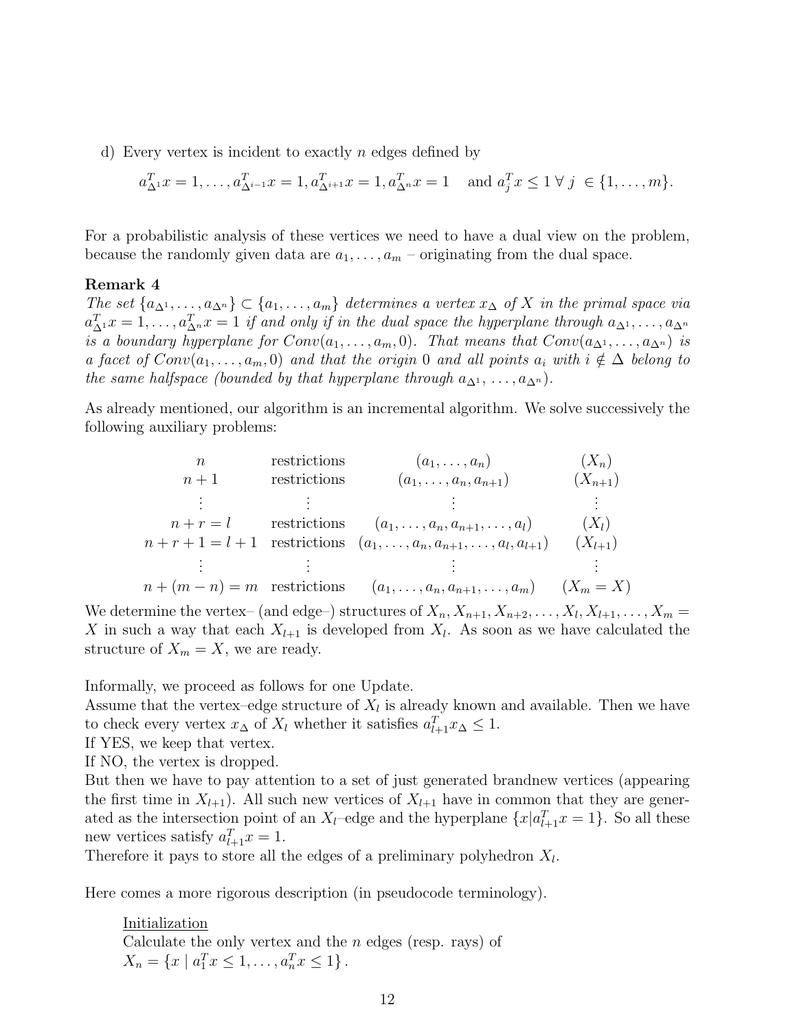d) Every vertex is incident to exactly $n$ edges defined by

$$a_{\Delta^1}^T x = 1, \ldots, a_{\Delta^{i-1}}^T x = 1, a_{\Delta^{i+1}}^T x = 1, a_{\Delta^n}^T x = 1 \quad \text{and } a_j^T x \leq 1 \; \forall \; j \; \in \{1, \ldots, m\}.$$

For a probabilistic analysis of these vertices we need to have a dual view on the problem, because the randomly given data are $a_1, \ldots, a_m$ – originating from the dual space.

**Remark 4**
*The set $\{a_{\Delta^1}, \ldots, a_{\Delta^n}\} \subset \{a_1, \ldots, a_m\}$ determines a vertex $x_\Delta$ of $X$ in the primal space via $a_{\Delta^1}^T x = 1, \ldots, a_{\Delta^n}^T x = 1$ if and only if in the dual space the hyperplane through $a_{\Delta^1}, \ldots, a_{\Delta^n}$ is a boundary hyperplane for $Conv(a_1, \ldots, a_m, 0)$. That means that $Conv(a_{\Delta^1}, \ldots, a_{\Delta^n})$ is a facet of $Conv(a_1, \ldots, a_m, 0)$ and that the origin 0 and all points $a_i$ with $i \notin \Delta$ belong to the same halfspace (bounded by that hyperplane through $a_{\Delta^1}, \ldots, a_{\Delta^n}$).*

As already mentioned, our algorithm is an incremental algorithm. We solve successively the following auxiliary problems:

| | | | |
|---|---|---|---|
| $n$ | restrictions | $(a_1, \ldots, a_n)$ | $(X_n)$ |
| $n+1$ | restrictions | $(a_1, \ldots, a_n, a_{n+1})$ | $(X_{n+1})$ |
| $\vdots$ | $\vdots$ | $\vdots$ | $\vdots$ |
| $n+r=l$ | restrictions | $(a_1, \ldots, a_n, a_{n+1}, \ldots, a_l)$ | $(X_l)$ |
| $n+r+1=l+1$ | restrictions | $(a_1, \ldots, a_n, a_{n+1}, \ldots, a_l, a_{l+1})$ | $(X_{l+1})$ |
| $\vdots$ | $\vdots$ | $\vdots$ | $\vdots$ |
| $n+(m-n)=m$ | restrictions | $(a_1, \ldots, a_n, a_{n+1}, \ldots, a_m)$ | $(X_m = X)$ |

We determine the vertex– (and edge–) structures of $X_n, X_{n+1}, X_{n+2}, \ldots, X_l, X_{l+1}, \ldots, X_m = X$ in such a way that each $X_{l+1}$ is developed from $X_l$. As soon as we have calculated the structure of $X_m = X$, we are ready.

Informally, we proceed as follows for one Update.
Assume that the vertex–edge structure of $X_l$ is already known and available. Then we have to check every vertex $x_\Delta$ of $X_l$ whether it satisfies $a_{l+1}^T x_\Delta \leq 1$.
If YES, we keep that vertex.
If NO, the vertex is dropped.
But then we have to pay attention to a set of just generated brandnew vertices (appearing the first time in $X_{l+1}$). All such new vertices of $X_{l+1}$ have in common that they are generated as the intersection point of an $X_l$–edge and the hyperplane $\{x | a_{l+1}^T x = 1\}$. So all these new vertices satisfy $a_{l+1}^T x = 1$.
Therefore it pays to store all the edges of a preliminary polyhedron $X_l$.

Here comes a more rigorous description (in pseudocode terminology).

Initialization
Calculate the only vertex and the $n$ edges (resp. rays) of
$X_n = \{x \mid a_1^T x \leq 1, \ldots, a_n^T x \leq 1\}$.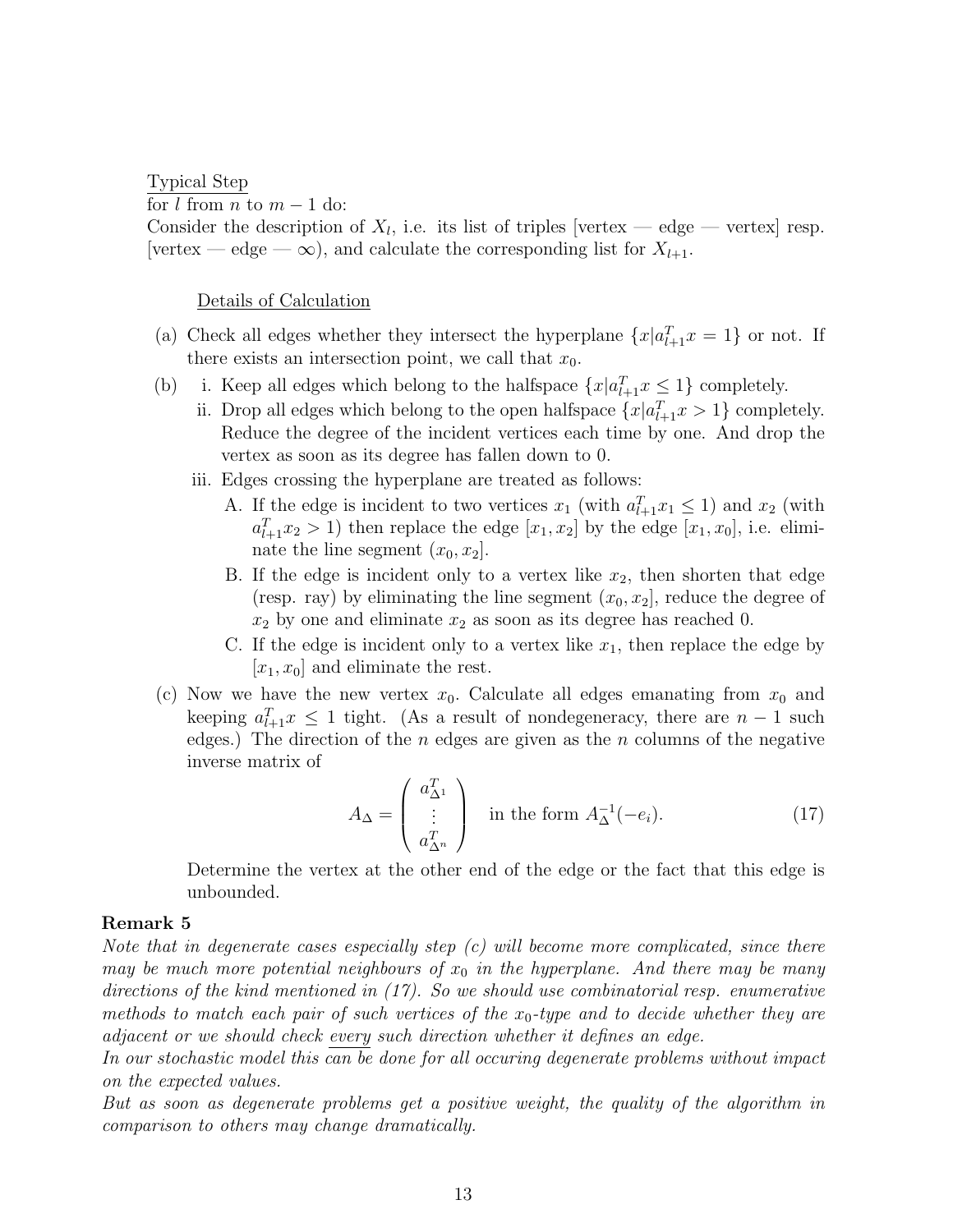Typical Step

for $l$ from $n$ to $m-1$ do:

Consider the description of $X_l$, i.e. its list of triples [vertex — edge — vertex] resp. [vertex — edge — $\infty$), and calculate the corresponding list for $X_{l+1}$.

Details of Calculation

(a) Check all edges whether they intersect the hyperplane $\{x|a_{l+1}^T x = 1\}$ or not. If there exists an intersection point, we call that $x_0$.

(b) i. Keep all edges which belong to the halfspace $\{x|a_{l+1}^T x \leq 1\}$ completely.

ii. Drop all edges which belong to the open halfspace $\{x|a_{l+1}^T x > 1\}$ completely. Reduce the degree of the incident vertices each time by one. And drop the vertex as soon as its degree has fallen down to 0.

iii. Edges crossing the hyperplane are treated as follows:

A. If the edge is incident to two vertices $x_1$ (with $a_{l+1}^T x_1 \leq 1$) and $x_2$ (with $a_{l+1}^T x_2 > 1$) then replace the edge $[x_1, x_2]$ by the edge $[x_1, x_0]$, i.e. eliminate the line segment $(x_0, x_2]$.

B. If the edge is incident only to a vertex like $x_2$, then shorten that edge (resp. ray) by eliminating the line segment $(x_0, x_2]$, reduce the degree of $x_2$ by one and eliminate $x_2$ as soon as its degree has reached 0.

C. If the edge is incident only to a vertex like $x_1$, then replace the edge by $[x_1, x_0]$ and eliminate the rest.

(c) Now we have the new vertex $x_0$. Calculate all edges emanating from $x_0$ and keeping $a_{l+1}^T x \leq 1$ tight. (As a result of nondegeneracy, there are $n-1$ such edges.) The direction of the $n$ edges are given as the $n$ columns of the negative inverse matrix of

$$A_\Delta = \begin{pmatrix} a_{\Delta^1}^T \\ \vdots \\ a_{\Delta^n}^T \end{pmatrix} \quad \text{in the form } A_\Delta^{-1}(-e_i). \tag{17}$$

Determine the vertex at the other end of the edge or the fact that this edge is unbounded.

**Remark 5**

*Note that in degenerate cases especially step (c) will become more complicated, since there may be much more potential neighbours of $x_0$ in the hyperplane. And there may be many directions of the kind mentioned in (17). So we should use combinatorial resp. enumerative methods to match each pair of such vertices of the $x_0$-type and to decide whether they are adjacent or we should check every such direction whether it defines an edge.*

*In our stochastic model this can be done for all occuring degenerate problems without impact on the expected values.*

*But as soon as degenerate problems get a positive weight, the quality of the algorithm in comparison to others may change dramatically.*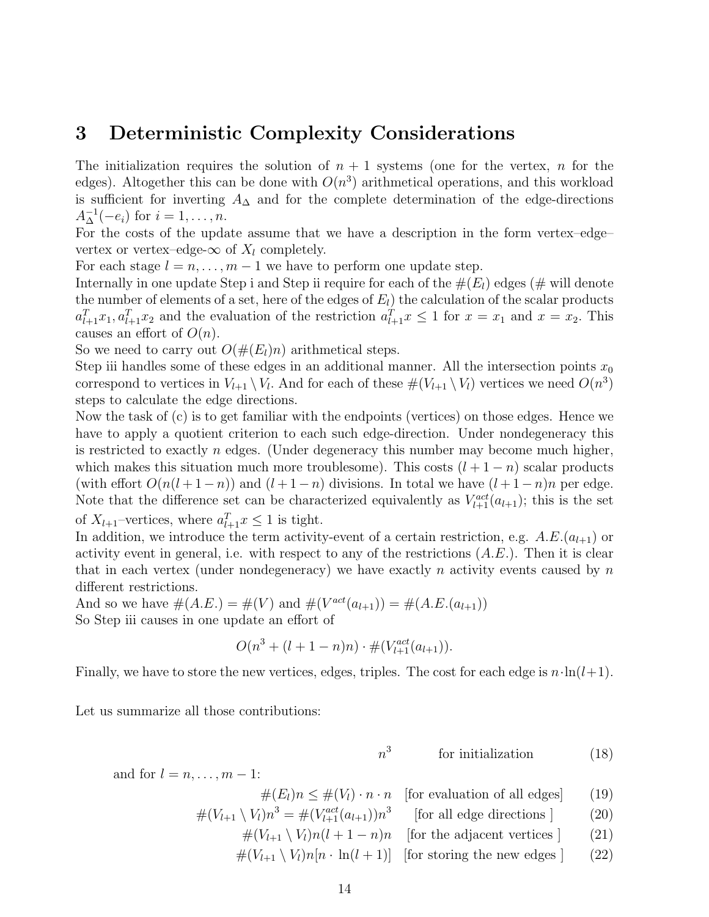# 3 Deterministic Complexity Considerations

The initialization requires the solution of $n+1$ systems (one for the vertex, $n$ for the edges). Altogether this can be done with $O(n^3)$ arithmetical operations, and this workload is sufficient for inverting $A_\Delta$ and for the complete determination of the edge-directions $A_\Delta^{-1}(-e_i)$ for $i = 1, \ldots, n$.

For the costs of the update assume that we have a description in the form vertex–edge–vertex or vertex–edge-$\infty$ of $X_l$ completely.

For each stage $l = n, \ldots, m-1$ we have to perform one update step.

Internally in one update Step i and Step ii require for each of the $\#(E_l)$ edges ($\#$ will denote the number of elements of a set, here of the edges of $E_l$) the calculation of the scalar products $a_{l+1}^T x_1, a_{l+1}^T x_2$ and the evaluation of the restriction $a_{l+1}^T x \leq 1$ for $x = x_1$ and $x = x_2$. This causes an effort of $O(n)$.

So we need to carry out $O(\#(E_l)n)$ arithmetical steps.

Step iii handles some of these edges in an additional manner. All the intersection points $x_0$ correspond to vertices in $V_{l+1} \setminus V_l$. And for each of these $\#(V_{l+1} \setminus V_l)$ vertices we need $O(n^3)$ steps to calculate the edge directions.

Now the task of (c) is to get familiar with the endpoints (vertices) on those edges. Hence we have to apply a quotient criterion to each such edge-direction. Under nondegeneracy this is restricted to exactly $n$ edges. (Under degeneracy this number may become much higher, which makes this situation much more troublesome). This costs $(l+1-n)$ scalar products (with effort $O(n(l+1-n))$ and $(l+1-n)$ divisions. In total we have $(l+1-n)n$ per edge. Note that the difference set can be characterized equivalently as $V_{l+1}^{act}(a_{l+1})$; this is the set of $X_{l+1}$–vertices, where $a_{l+1}^T x \leq 1$ is tight.

In addition, we introduce the term activity-event of a certain restriction, e.g. $A.E.(a_{l+1})$ or activity event in general, i.e. with respect to any of the restrictions $(A.E.)$. Then it is clear that in each vertex (under nondegeneracy) we have exactly $n$ activity events caused by $n$ different restrictions.

And so we have $\#(A.E.) = \#(V)$ and $\#(V^{act}(a_{l+1})) = \#(A.E.(a_{l+1}))$

So Step iii causes in one update an effort of

$$O(n^3 + (l+1-n)n) \cdot \#(V_{l+1}^{act}(a_{l+1})).$$

Finally, we have to store the new vertices, edges, triples. The cost for each edge is $n \cdot \ln(l+1)$.

Let us summarize all those contributions:

$$n^3 \qquad \text{for initialization} \tag{18}$$

and for $l = n, \ldots, m-1$:

$$\#(E_l)n \leq \#(V_l) \cdot n \cdot n \quad \text{[for evaluation of all edges]} \tag{19}$$

$$\#(V_{l+1} \setminus V_l)n^3 = \#(V_{l+1}^{act}(a_{l+1}))n^3 \quad \text{[for all edge directions ]} \tag{20}$$

$$\#(V_{l+1} \setminus V_l)n(l+1-n)n \quad \text{[for the adjacent vertices ]} \tag{21}$$

$$\#(V_{l+1} \setminus V_l)n[n \cdot \ln(l+1)] \quad \text{[for storing the new edges ]} \tag{22}$$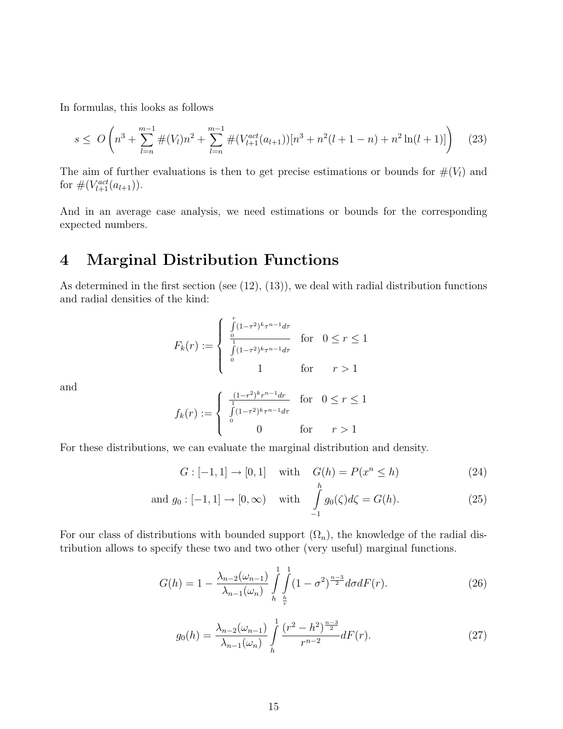In formulas, this looks as follows

$$s \leq \; O\left(n^3 + \sum_{l=n}^{m-1} \#(V_l) n^2 + \sum_{l=n}^{m-1} \#(V_{l+1}^{act}(a_{l+1}))[n^3 + n^2(l+1-n) + n^2 \ln(l+1)]\right) \tag{23}$$

The aim of further evaluations is then to get precise estimations or bounds for $\#(V_l)$ and for $\#(V_{l+1}^{act}(a_{l+1}))$.

And in an average case analysis, we need estimations or bounds for the corresponding expected numbers.

# 4 Marginal Distribution Functions

As determined in the first section (see (12), (13)), we deal with radial distribution functions and radial densities of the kind:

$$F_k(r) := \begin{cases} \dfrac{\int_0^r (1-\tau^2)^k \tau^{n-1} d\tau}{\int_0^1 (1-\tau^2)^k \tau^{n-1} d\tau} & \text{for} \quad 0 \leq r \leq 1 \\ 1 & \text{for} \quad\quad r > 1 \end{cases}$$

and

$$f_k(r) := \begin{cases} \dfrac{(1-r^2)^k r^{n-1} dr}{\int_0^1 (1-\tau^2)^k \tau^{n-1} d\tau} & \text{for} \quad 0 \leq r \leq 1 \\ 0 & \text{for} \quad\quad r > 1 \end{cases}$$

For these distributions, we can evaluate the marginal distribution and density.

$$G : [-1,1] \to [0,1] \quad \text{with} \quad G(h) = P(x^n \leq h) \tag{24}$$

$$\text{and } g_0 : [-1,1] \to [0,\infty) \quad \text{with} \quad \int_{-1}^{h} g_0(\zeta) d\zeta = G(h). \tag{25}$$

For our class of distributions with bounded support $(\Omega_n)$, the knowledge of the radial distribution allows to specify these two and two other (very useful) marginal functions.

$$G(h) = 1 - \frac{\lambda_{n-2}(\omega_{n-1})}{\lambda_{n-1}(\omega_n)} \int_h^1 \int_{\frac{h}{r}}^1 (1-\sigma^2)^{\frac{n-3}{2}} d\sigma dF(r). \tag{26}$$

$$g_0(h) = \frac{\lambda_{n-2}(\omega_{n-1})}{\lambda_{n-1}(\omega_n)} \int_h^1 \frac{(r^2-h^2)^{\frac{n-3}{2}}}{r^{n-2}} dF(r). \tag{27}$$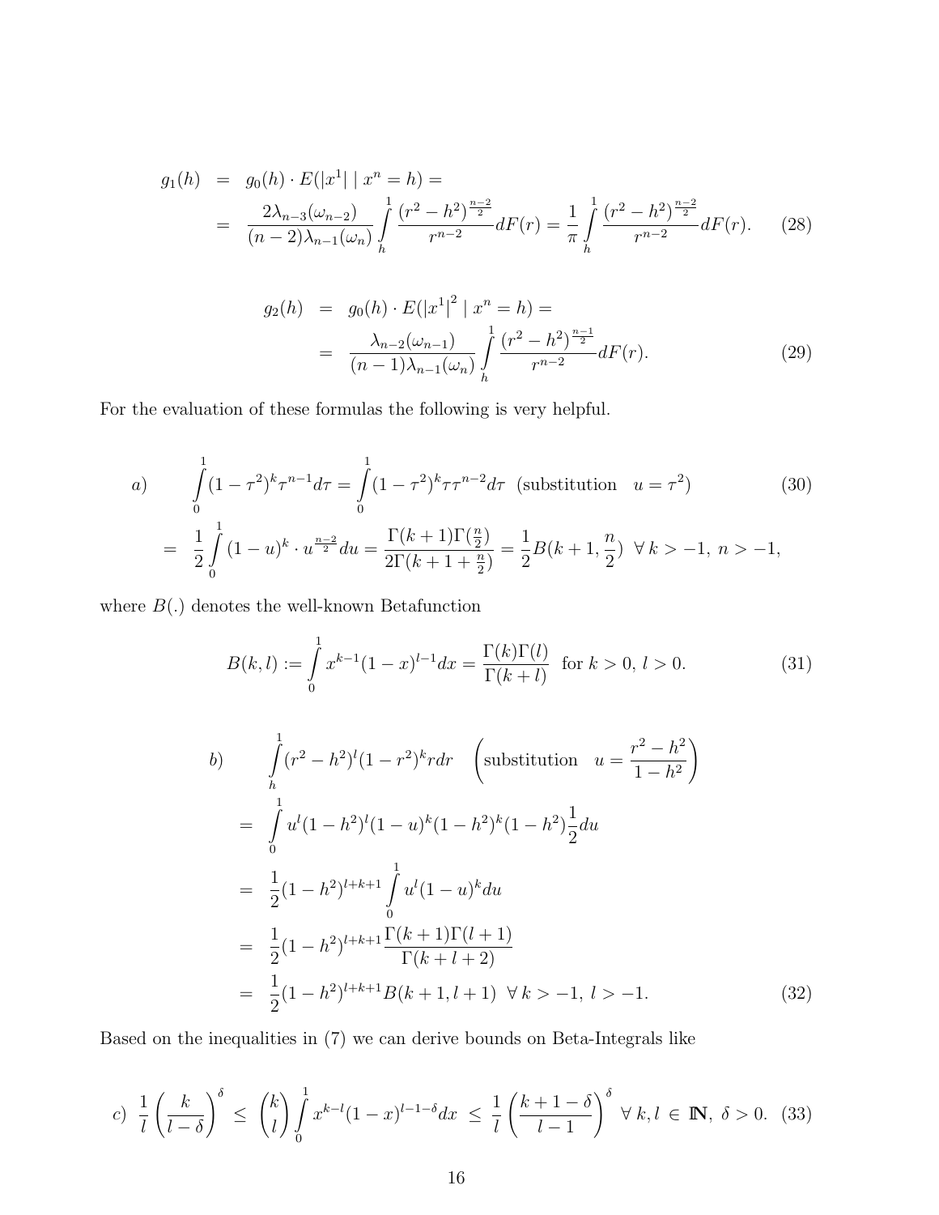$$
\begin{aligned}
g_1(h) &= g_0(h) \cdot E(|x^1| \mid x^n = h) = \\
&= \frac{2\lambda_{n-3}(\omega_{n-2})}{(n-2)\lambda_{n-1}(\omega_n)} \int_h^1 \frac{(r^2 - h^2)^{\frac{n-2}{2}}}{r^{n-2}} dF(r) = \frac{1}{\pi} \int_h^1 \frac{(r^2 - h^2)^{\frac{n-2}{2}}}{r^{n-2}} dF(r).
\end{aligned} \tag{28}
$$

$$
\begin{aligned}
g_2(h) &= g_0(h) \cdot E(|x^1|^2 \mid x^n = h) = \\
&= \frac{\lambda_{n-2}(\omega_{n-1})}{(n-1)\lambda_{n-1}(\omega_n)} \int_h^1 \frac{(r^2 - h^2)^{\frac{n-1}{2}}}{r^{n-2}} dF(r).
\end{aligned} \tag{29}
$$

For the evaluation of these formulas the following is very helpful.

$$
\begin{aligned}
a) \qquad & \int_0^1 (1-\tau^2)^k \tau^{n-1} d\tau = \int_0^1 (1-\tau^2)^k \tau \tau^{n-2} d\tau \quad (\text{substitution} \quad u = \tau^2) \\
&= \frac{1}{2} \int_0^1 (1-u)^k \cdot u^{\frac{n-2}{2}} du = \frac{\Gamma(k+1)\Gamma(\frac{n}{2})}{2\Gamma(k+1+\frac{n}{2})} = \frac{1}{2} B(k+1, \frac{n}{2}) \;\; \forall\, k > -1,\; n > -1,
\end{aligned} \tag{30}
$$

where $B(.)$ denotes the well-known Betafunction

$$
B(k,l) := \int_0^1 x^{k-1}(1-x)^{l-1} dx = \frac{\Gamma(k)\Gamma(l)}{\Gamma(k+l)} \;\; \text{for } k > 0,\; l > 0. \tag{31}
$$

$$
\begin{aligned}
b) \qquad & \int_h^1 (r^2 - h^2)^l (1-r^2)^k r dr \quad \left(\text{substitution} \quad u = \frac{r^2 - h^2}{1-h^2}\right) \\
&= \int_0^1 u^l (1-h^2)^l (1-u)^k (1-h^2)^k (1-h^2) \frac{1}{2} du \\
&= \frac{1}{2}(1-h^2)^{l+k+1} \int_0^1 u^l (1-u)^k du \\
&= \frac{1}{2}(1-h^2)^{l+k+1} \frac{\Gamma(k+1)\Gamma(l+1)}{\Gamma(k+l+2)} \\
&= \frac{1}{2}(1-h^2)^{l+k+1} B(k+1, l+1) \;\; \forall\, k > -1,\; l > -1.
\end{aligned} \tag{32}
$$

Based on the inequalities in (7) we can derive bounds on Beta-Integrals like

$$
c) \;\; \frac{1}{l}\left(\frac{k}{l-\delta}\right)^{\delta} \;\leq\; \binom{k}{l} \int_0^1 x^{k-l}(1-x)^{l-1-\delta} dx \;\leq\; \frac{1}{l}\left(\frac{k+1-\delta}{l-1}\right)^{\delta} \;\; \forall\, k, l \,\in\, \mathbb{N},\; \delta > 0. \tag{33}
$$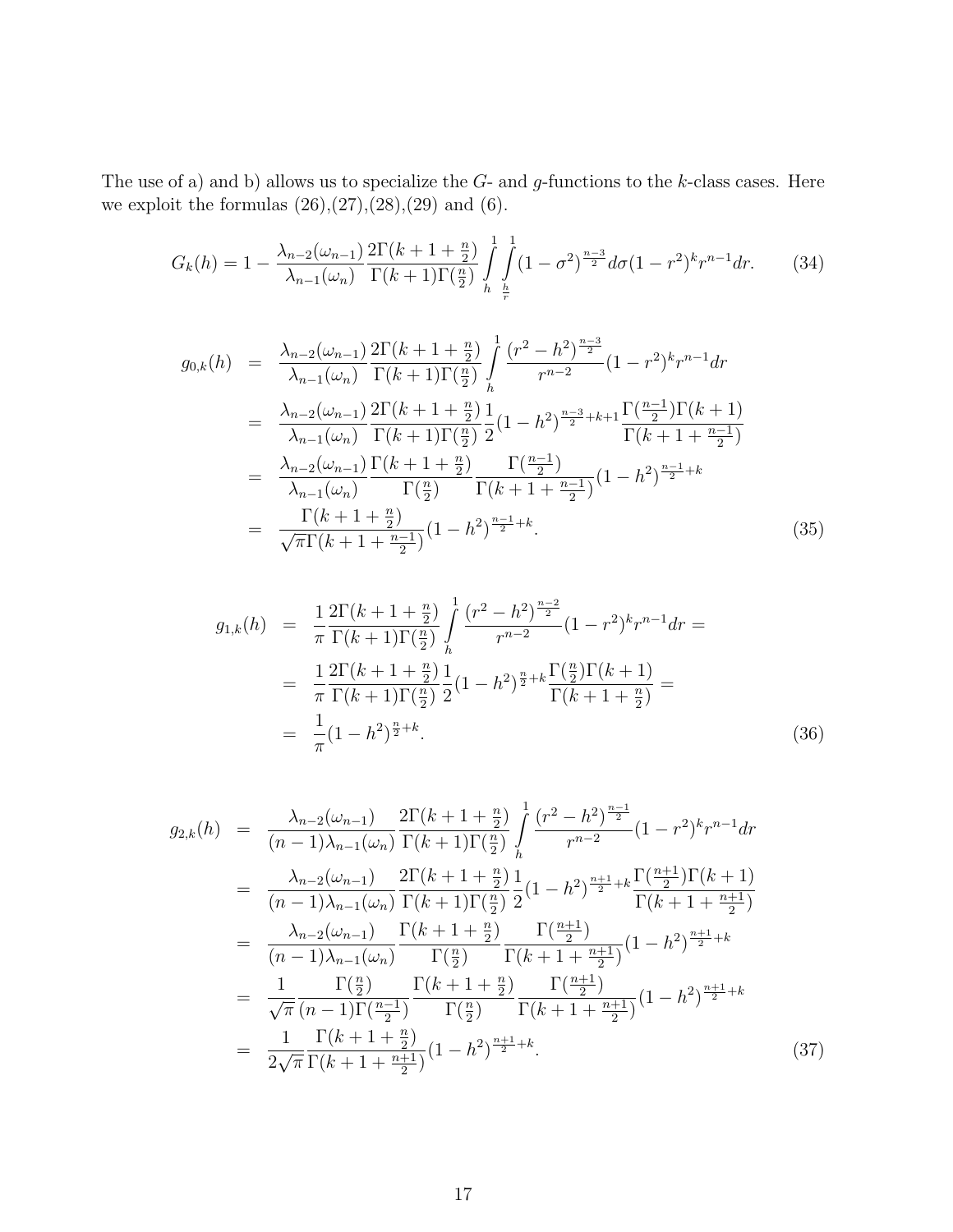The use of a) and b) allows us to specialize the $G$- and $g$-functions to the $k$-class cases. Here we exploit the formulas (26),(27),(28),(29) and (6).

$$G_k(h) = 1 - \frac{\lambda_{n-2}(\omega_{n-1})}{\lambda_{n-1}(\omega_n)} \frac{2\Gamma(k+1+\frac{n}{2})}{\Gamma(k+1)\Gamma(\frac{n}{2})} \int_h^1 \int_{\frac{h}{r}}^1 (1-\sigma^2)^{\frac{n-3}{2}} d\sigma (1-r^2)^k r^{n-1} dr. \tag{34}$$

$$\begin{aligned}
g_{0,k}(h) &= \frac{\lambda_{n-2}(\omega_{n-1})}{\lambda_{n-1}(\omega_n)} \frac{2\Gamma(k+1+\frac{n}{2})}{\Gamma(k+1)\Gamma(\frac{n}{2})} \int_h^1 \frac{(r^2-h^2)^{\frac{n-3}{2}}}{r^{n-2}} (1-r^2)^k r^{n-1} dr \\
&= \frac{\lambda_{n-2}(\omega_{n-1})}{\lambda_{n-1}(\omega_n)} \frac{2\Gamma(k+1+\frac{n}{2})}{\Gamma(k+1)\Gamma(\frac{n}{2})} \frac{1}{2} (1-h^2)^{\frac{n-3}{2}+k+1} \frac{\Gamma(\frac{n-1}{2})\Gamma(k+1)}{\Gamma(k+1+\frac{n-1}{2})} \\
&= \frac{\lambda_{n-2}(\omega_{n-1})}{\lambda_{n-1}(\omega_n)} \frac{\Gamma(k+1+\frac{n}{2})}{\Gamma(\frac{n}{2})} \frac{\Gamma(\frac{n-1}{2})}{\Gamma(k+1+\frac{n-1}{2})} (1-h^2)^{\frac{n-1}{2}+k} \\
&= \frac{\Gamma(k+1+\frac{n}{2})}{\sqrt{\pi}\,\Gamma(k+1+\frac{n-1}{2})} (1-h^2)^{\frac{n-1}{2}+k}.
\end{aligned} \tag{35}$$

$$\begin{aligned}
g_{1,k}(h) &= \frac{1}{\pi} \frac{2\Gamma(k+1+\frac{n}{2})}{\Gamma(k+1)\Gamma(\frac{n}{2})} \int_h^1 \frac{(r^2-h^2)^{\frac{n-2}{2}}}{r^{n-2}} (1-r^2)^k r^{n-1} dr = \\
&= \frac{1}{\pi} \frac{2\Gamma(k+1+\frac{n}{2})}{\Gamma(k+1)\Gamma(\frac{n}{2})} \frac{1}{2} (1-h^2)^{\frac{n}{2}+k} \frac{\Gamma(\frac{n}{2})\Gamma(k+1)}{\Gamma(k+1+\frac{n}{2})} = \\
&= \frac{1}{\pi} (1-h^2)^{\frac{n}{2}+k}.
\end{aligned} \tag{36}$$

$$\begin{aligned}
g_{2,k}(h) &= \frac{\lambda_{n-2}(\omega_{n-1})}{(n-1)\lambda_{n-1}(\omega_n)} \frac{2\Gamma(k+1+\frac{n}{2})}{\Gamma(k+1)\Gamma(\frac{n}{2})} \int_h^1 \frac{(r^2-h^2)^{\frac{n-1}{2}}}{r^{n-2}} (1-r^2)^k r^{n-1} dr \\
&= \frac{\lambda_{n-2}(\omega_{n-1})}{(n-1)\lambda_{n-1}(\omega_n)} \frac{2\Gamma(k+1+\frac{n}{2})}{\Gamma(k+1)\Gamma(\frac{n}{2})} \frac{1}{2} (1-h^2)^{\frac{n+1}{2}+k} \frac{\Gamma(\frac{n+1}{2})\Gamma(k+1)}{\Gamma(k+1+\frac{n+1}{2})} \\
&= \frac{\lambda_{n-2}(\omega_{n-1})}{(n-1)\lambda_{n-1}(\omega_n)} \frac{\Gamma(k+1+\frac{n}{2})}{\Gamma(\frac{n}{2})} \frac{\Gamma(\frac{n+1}{2})}{\Gamma(k+1+\frac{n+1}{2})} (1-h^2)^{\frac{n+1}{2}+k} \\
&= \frac{1}{\sqrt{\pi}} \frac{\Gamma(\frac{n}{2})}{(n-1)\Gamma(\frac{n-1}{2})} \frac{\Gamma(k+1+\frac{n}{2})}{\Gamma(\frac{n}{2})} \frac{\Gamma(\frac{n+1}{2})}{\Gamma(k+1+\frac{n+1}{2})} (1-h^2)^{\frac{n+1}{2}+k} \\
&= \frac{1}{2\sqrt{\pi}} \frac{\Gamma(k+1+\frac{n}{2})}{\Gamma(k+1+\frac{n+1}{2})} (1-h^2)^{\frac{n+1}{2}+k}.
\end{aligned} \tag{37}$$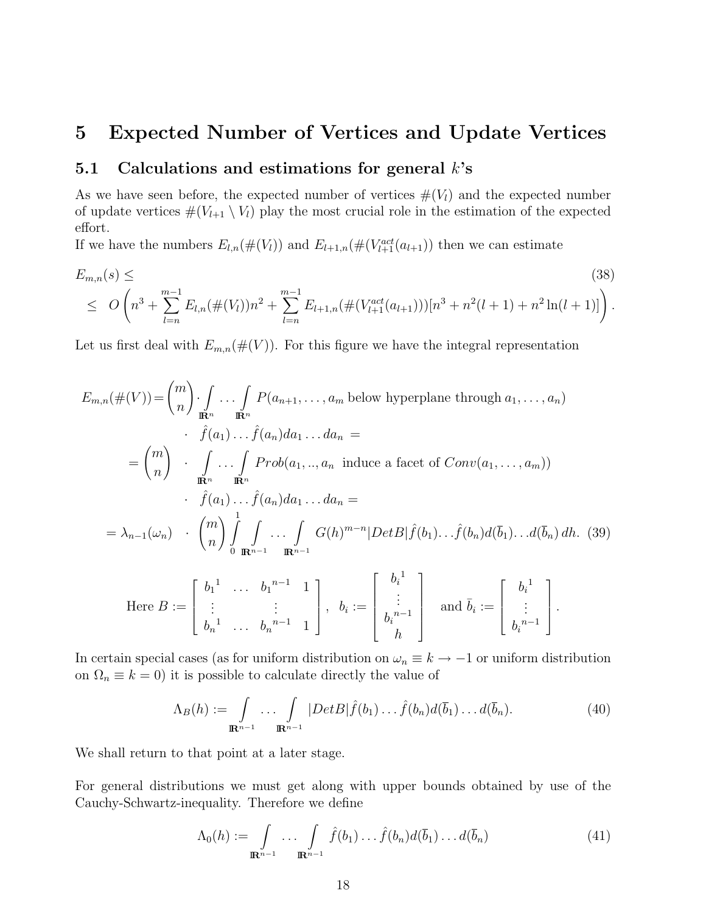# 5 Expected Number of Vertices and Update Vertices

## 5.1 Calculations and estimations for general $k$'s

As we have seen before, the expected number of vertices $\#(V_l)$ and the expected number of update vertices $\#(V_{l+1} \setminus V_l)$ play the most crucial role in the estimation of the expected effort.

If we have the numbers $E_{l,n}(\#(V_l))$ and $E_{l+1,n}(\#(V_{l+1}^{act}(a_{l+1}))$ then we can estimate

$$
\begin{aligned}
&E_{m,n}(s) \leq \qquad\qquad\qquad\qquad\qquad\qquad\qquad\qquad\qquad\qquad\qquad\qquad\qquad\qquad (38)\\
&\leq O\left(n^3 + \sum_{l=n}^{m-1} E_{l,n}(\#(V_l))n^2 + \sum_{l=n}^{m-1} E_{l+1,n}(\#(V_{l+1}^{act}(a_{l+1})))[n^3 + n^2(l+1) + n^2\ln(l+1)]\right).
\end{aligned}
$$

Let us first deal with $E_{m,n}(\#(V))$. For this figure we have the integral representation

$$
\begin{aligned}
E_{m,n}(\#(V)) &= \binom{m}{n} \cdot \int_{\mathbb{R}^n} \ldots \int_{\mathbb{R}^n} P(a_{n+1}, \ldots, a_m \text{ below hyperplane through } a_1, \ldots, a_n) \\
&\quad \cdot \ \hat{f}(a_1) \ldots \hat{f}(a_n) da_1 \ldots da_n \ = \\
&= \binom{m}{n} \ \cdot \ \int_{\mathbb{R}^n} \ldots \int_{\mathbb{R}^n} Prob(a_1, .., a_n \text{ induce a facet of } Conv(a_1, \ldots, a_m)) \\
&\quad \cdot \ \hat{f}(a_1) \ldots \hat{f}(a_n) da_1 \ldots da_n = \\
&= \lambda_{n-1}(\omega_n) \ \cdot \ \binom{m}{n} \int_0^1 \int_{\mathbb{R}^{n-1}} \ldots \int_{\mathbb{R}^{n-1}} G(h)^{m-n} |Det B| \hat{f}(b_1) \ldots \hat{f}(b_n) d(\bar{b}_1) \ldots d(\bar{b}_n)\, dh. \qquad (39)
\end{aligned}
$$

$$
\text{Here } B := \begin{bmatrix} b_1^{\ 1} & \ldots & b_1^{\ n-1} & 1 \\ \vdots & & \vdots & \\ b_n^{\ 1} & \ldots & b_n^{\ n-1} & 1 \end{bmatrix}, \quad b_i := \begin{bmatrix} b_i^{\ 1} \\ \vdots \\ b_i^{\ n-1} \\ h \end{bmatrix} \quad \text{and } \bar{b}_i := \begin{bmatrix} b_i^{\ 1} \\ \vdots \\ b_i^{\ n-1} \end{bmatrix}.
$$

In certain special cases (as for uniform distribution on $\omega_n \equiv k \to -1$ or uniform distribution on $\Omega_n \equiv k = 0$) it is possible to calculate directly the value of

$$
\Lambda_B(h) := \int_{\mathbb{R}^{n-1}} \ldots \int_{\mathbb{R}^{n-1}} |Det B| \hat{f}(b_1) \ldots \hat{f}(b_n) d(\bar{b}_1) \ldots d(\bar{b}_n). \qquad (40)
$$

We shall return to that point at a later stage.

For general distributions we must get along with upper bounds obtained by use of the Cauchy-Schwartz-inequality. Therefore we define

$$
\Lambda_0(h) := \int_{\mathbb{R}^{n-1}} \ldots \int_{\mathbb{R}^{n-1}} \hat{f}(b_1) \ldots \hat{f}(b_n) d(\bar{b}_1) \ldots d(\bar{b}_n) \qquad (41)
$$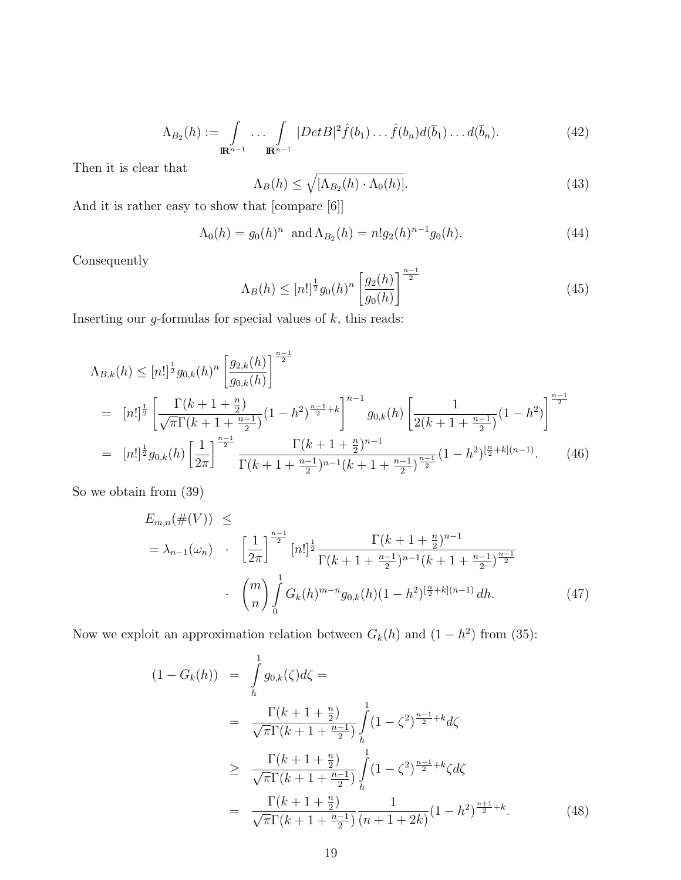$$\Lambda_{B_2}(h) := \int\limits_{\mathbb{R}^{n-1}} \dots \int\limits_{\mathbb{R}^{n-1}} |DetB|^2 \hat{f}(b_1) \dots \hat{f}(b_n) d(\overline{b}_1) \dots d(\overline{b}_n). \tag{42}$$

Then it is clear that

$$\Lambda_B(h) \leq \sqrt{[\Lambda_{B_2}(h) \cdot \Lambda_0(h)]}. \tag{43}$$

And it is rather easy to show that [compare [6]]

$$\Lambda_0(h) = g_0(h)^n \ \text{ and} \, \Lambda_{B_2}(h) = n! g_2(h)^{n-1} g_0(h). \tag{44}$$

Consequently

$$\Lambda_B(h) \leq [n!]^{\frac{1}{2}} g_0(h)^n \left[\frac{g_2(h)}{g_0(h)}\right]^{\frac{n-1}{2}} \tag{45}$$

Inserting our $g$-formulas for special values of $k$, this reads:

$$\begin{aligned}
\Lambda_{B,k}(h) &\leq [n!]^{\frac{1}{2}} g_{0,k}(h)^n \left[\frac{g_{2,k}(h)}{g_{0,k}(h)}\right]^{\frac{n-1}{2}} \\
&= [n!]^{\frac{1}{2}} \left[\frac{\Gamma(k+1+\frac{n}{2})}{\sqrt{\pi}\Gamma(k+1+\frac{n-1}{2})}(1-h^2)^{\frac{n-1}{2}+k}\right]^{n-1} g_{0,k}(h) \left[\frac{1}{2(k+1+\frac{n-1}{2})}(1-h^2)\right]^{\frac{n-1}{2}} \\
&= [n!]^{\frac{1}{2}} g_{0,k}(h) \left[\frac{1}{2\pi}\right]^{\frac{n-1}{2}} \frac{\Gamma(k+1+\frac{n}{2})^{n-1}}{\Gamma(k+1+\frac{n-1}{2})^{n-1}(k+1+\frac{n-1}{2})^{\frac{n-1}{2}}}(1-h^2)^{[\frac{n}{2}+k](n-1)}.
\end{aligned} \tag{46}$$

So we obtain from (39)

$$\begin{aligned}
E_{m,n}(\#(V)) \ &\leq \\
= \lambda_{n-1}(\omega_n) \ &\cdot \ \left[\frac{1}{2\pi}\right]^{\frac{n-1}{2}} [n!]^{\frac{1}{2}} \frac{\Gamma(k+1+\frac{n}{2})^{n-1}}{\Gamma(k+1+\frac{n-1}{2})^{n-1}(k+1+\frac{n-1}{2})^{\frac{n-1}{2}}} \\
&\cdot \ \binom{m}{n} \int\limits_0^1 G_k(h)^{m-n} g_{0,k}(h)(1-h^2)^{[\frac{n}{2}+k](n-1)}\, dh.
\end{aligned} \tag{47}$$

Now we exploit an approximation relation between $G_k(h)$ and $(1-h^2)$ from (35):

$$\begin{aligned}
(1-G_k(h)) \ &= \ \int\limits_h^1 g_{0,k}(\zeta) d\zeta = \\
&= \ \frac{\Gamma(k+1+\frac{n}{2})}{\sqrt{\pi}\Gamma(k+1+\frac{n-1}{2})} \int\limits_h^1 (1-\zeta^2)^{\frac{n-1}{2}+k} d\zeta \\
&\geq \ \frac{\Gamma(k+1+\frac{n}{2})}{\sqrt{\pi}\Gamma(k+1+\frac{n-1}{2})} \int\limits_h^1 (1-\zeta^2)^{\frac{n-1}{2}+k} \zeta d\zeta \\
&= \ \frac{\Gamma(k+1+\frac{n}{2})}{\sqrt{\pi}\Gamma(k+1+\frac{n-1}{2})} \frac{1}{(n+1+2k)}(1-h^2)^{\frac{n+1}{2}+k}.
\end{aligned} \tag{48}$$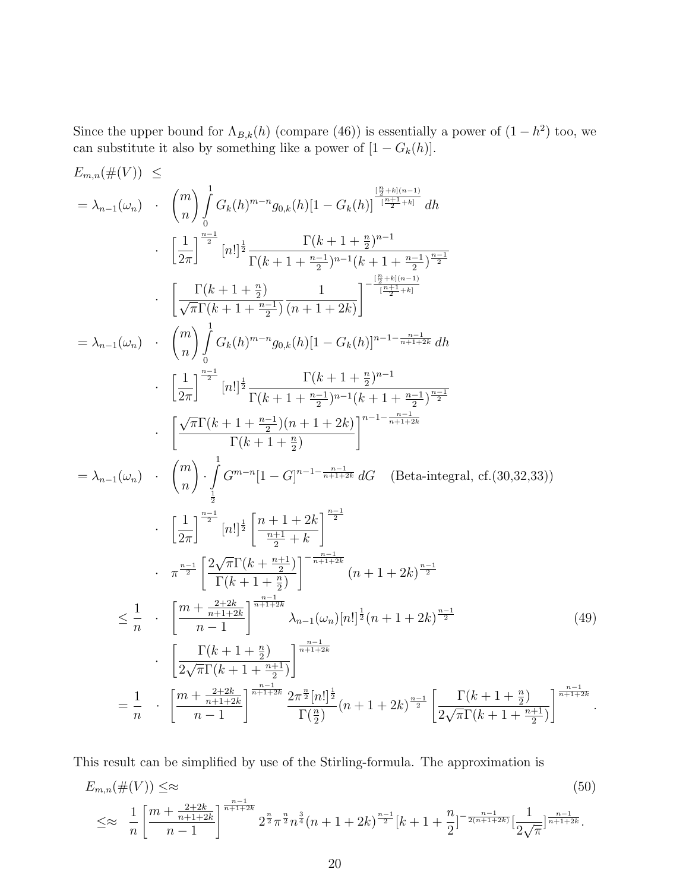Since the upper bound for $\Lambda_{B,k}(h)$ (compare (46)) is essentially a power of $(1-h^2)$ too, we can substitute it also by something like a power of $[1-G_k(h)]$.

$$
\begin{aligned}
E_{m,n}(\#(V)) \ \ &\leq \\
= \lambda_{n-1}(\omega_n) \ \ &\cdot \ \ \binom{m}{n} \int_0^1 G_k(h)^{m-n} g_{0,k}(h) [1-G_k(h)]^{\frac{[\frac{n}{2}+k](n-1)}{[\frac{n+1}{2}+k]}} \, dh \\
&\cdot \ \ \left[\frac{1}{2\pi}\right]^{\frac{n-1}{2}} [n!]^{\frac{1}{2}} \frac{\Gamma(k+1+\frac{n}{2})^{n-1}}{\Gamma(k+1+\frac{n-1}{2})^{n-1}(k+1+\frac{n-1}{2})^{\frac{n-1}{2}}} \\
&\cdot \ \ \left[\frac{\Gamma(k+1+\frac{n}{2})}{\sqrt{\pi}\Gamma(k+1+\frac{n-1}{2})} \frac{1}{(n+1+2k)}\right]^{-\frac{[\frac{n}{2}+k](n-1)}{[\frac{n+1}{2}+k]}} \\
= \lambda_{n-1}(\omega_n) \ \ &\cdot \ \ \binom{m}{n} \int_0^1 G_k(h)^{m-n} g_{0,k}(h) [1-G_k(h)]^{n-1-\frac{n-1}{n+1+2k}} \, dh \\
&\cdot \ \ \left[\frac{1}{2\pi}\right]^{\frac{n-1}{2}} [n!]^{\frac{1}{2}} \frac{\Gamma(k+1+\frac{n}{2})^{n-1}}{\Gamma(k+1+\frac{n-1}{2})^{n-1}(k+1+\frac{n-1}{2})^{\frac{n-1}{2}}} \\
&\cdot \ \ \left[\frac{\sqrt{\pi}\Gamma(k+1+\frac{n-1}{2})(n+1+2k)}{\Gamma(k+1+\frac{n}{2})}\right]^{n-1-\frac{n-1}{n+1+2k}} \\
= \lambda_{n-1}(\omega_n) \ \ &\cdot \ \ \binom{m}{n} \cdot \int_{\frac{1}{2}}^1 G^{m-n} [1-G]^{n-1-\frac{n-1}{n+1+2k}} \, dG \quad \text{(Beta-integral, cf.(30,32,33))} \\
&\cdot \ \ \left[\frac{1}{2\pi}\right]^{\frac{n-1}{2}} [n!]^{\frac{1}{2}} \left[\frac{n+1+2k}{\frac{n+1}{2}+k}\right]^{\frac{n-1}{2}} \\
&\cdot \ \ \pi^{\frac{n-1}{2}} \left[\frac{2\sqrt{\pi}\Gamma(k+\frac{n+1}{2})}{\Gamma(k+1+\frac{n}{2})}\right]^{-\frac{n-1}{n+1+2k}} (n+1+2k)^{\frac{n-1}{2}} \\
\leq \frac{1}{n} \ \ &\cdot \ \ \left[\frac{m+\frac{2+2k}{n+1+2k}}{n-1}\right]^{\frac{n-1}{n+1+2k}} \lambda_{n-1}(\omega_n) [n!]^{\frac{1}{2}} (n+1+2k)^{\frac{n-1}{2}} \qquad (49) \\
&\cdot \ \ \left[\frac{\Gamma(k+1+\frac{n}{2})}{2\sqrt{\pi}\Gamma(k+1+\frac{n+1}{2})}\right]^{\frac{n-1}{n+1+2k}} \\
= \frac{1}{n} \ \ &\cdot \ \ \left[\frac{m+\frac{2+2k}{n+1+2k}}{n-1}\right]^{\frac{n-1}{n+1+2k}} \frac{2\pi^{\frac{n}{2}}[n!]^{\frac{1}{2}}}{\Gamma(\frac{n}{2})} (n+1+2k)^{\frac{n-1}{2}} \left[\frac{\Gamma(k+1+\frac{n}{2})}{2\sqrt{\pi}\Gamma(k+1+\frac{n+1}{2})}\right]^{\frac{n-1}{n+1+2k}}.
\end{aligned}
$$

This result can be simplified by use of the Stirling-formula. The approximation is

$$
\begin{aligned}
&E_{m,n}(\#(V)) \leq\approx \qquad (50) \\
&\leq\approx \ \ \frac{1}{n}\left[\frac{m+\frac{2+2k}{n+1+2k}}{n-1}\right]^{\frac{n-1}{n+1+2k}} 2^{\frac{n}{2}} \pi^{\frac{n}{2}} n^{\frac{3}{4}} (n+1+2k)^{\frac{n-1}{2}} [k+1+\frac{n}{2}]^{-\frac{n-1}{2(n+1+2k)}} [\frac{1}{2\sqrt{\pi}}]^{\frac{n-1}{n+1+2k}}.
\end{aligned}
$$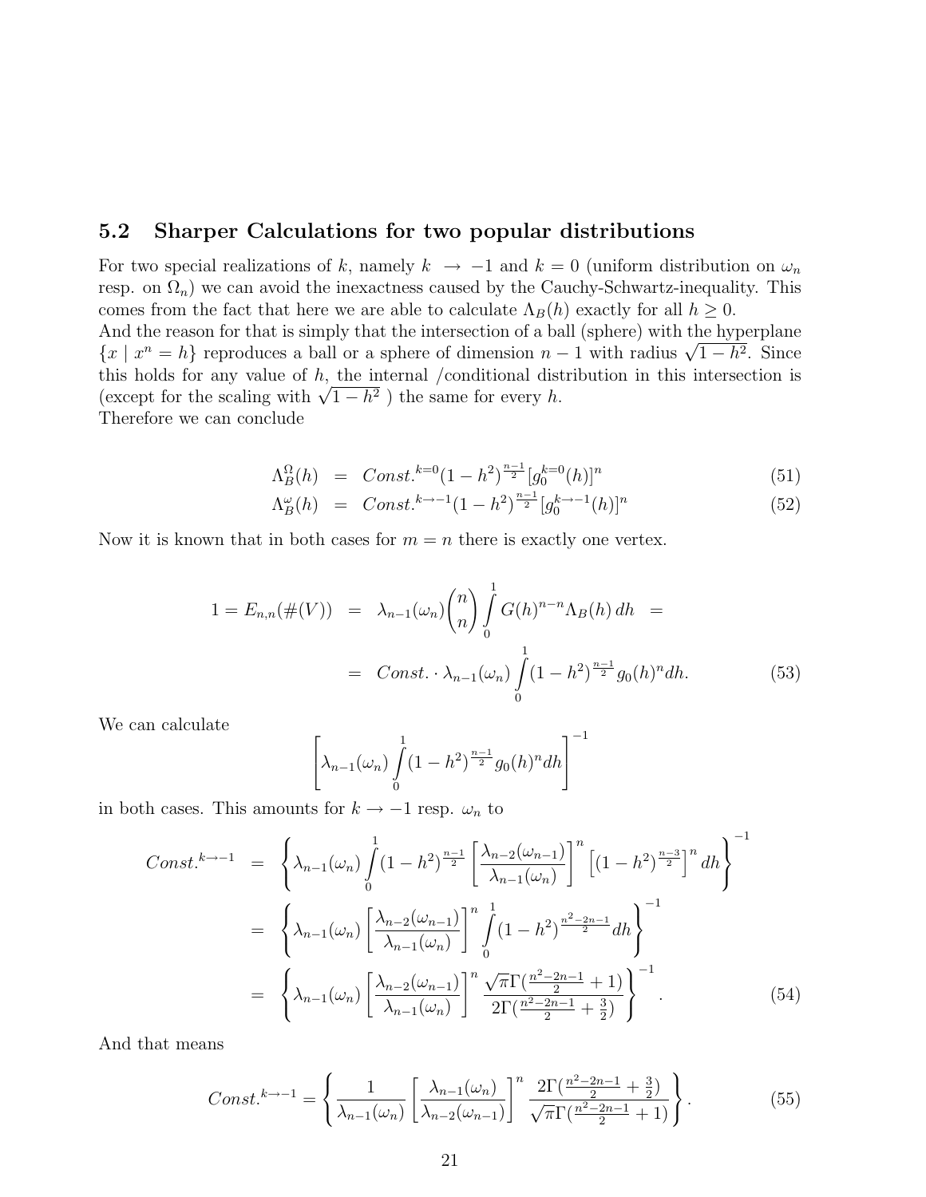### 5.2 Sharper Calculations for two popular distributions

For two special realizations of $k$, namely $k \to -1$ and $k = 0$ (uniform distribution on $\omega_n$ resp. on $\Omega_n$) we can avoid the inexactness caused by the Cauchy-Schwartz-inequality. This comes from the fact that here we are able to calculate $\Lambda_B(h)$ exactly for all $h \geq 0$.
And the reason for that is simply that the intersection of a ball (sphere) with the hyperplane $\{x \mid x^n = h\}$ reproduces a ball or a sphere of dimension $n-1$ with radius $\sqrt{1-h^2}$. Since this holds for any value of $h$, the internal /conditional distribution in this intersection is (except for the scaling with $\sqrt{1-h^2}$ ) the same for every $h$.
Therefore we can conclude

$$
\begin{aligned}
\Lambda_B^{\Omega}(h) &= Const.^{k=0}(1-h^2)^{\frac{n-1}{2}}[g_0^{k=0}(h)]^n && (51)\\
\Lambda_B^{\omega}(h) &= Const.^{k\to-1}(1-h^2)^{\frac{n-1}{2}}[g_0^{k\to-1}(h)]^n && (52)
\end{aligned}
$$

Now it is known that in both cases for $m = n$ there is exactly one vertex.

$$
\begin{aligned}
1 = E_{n,n}(\#(V)) &= \lambda_{n-1}(\omega_n)\binom{n}{n}\int_0^1 G(h)^{n-n}\Lambda_B(h)\,dh = \\
&= Const. \cdot \lambda_{n-1}(\omega_n)\int_0^1 (1-h^2)^{\frac{n-1}{2}} g_0(h)^n dh. \qquad (53)
\end{aligned}
$$

We can calculate

$$
\left[\lambda_{n-1}(\omega_n)\int_0^1 (1-h^2)^{\frac{n-1}{2}} g_0(h)^n dh\right]^{-1}
$$

in both cases. This amounts for $k \to -1$ resp. $\omega_n$ to

$$
\begin{aligned}
Const.^{k\to-1} &= \left\{\lambda_{n-1}(\omega_n)\int_0^1 (1-h^2)^{\frac{n-1}{2}}\left[\frac{\lambda_{n-2}(\omega_{n-1})}{\lambda_{n-1}(\omega_n)}\right]^n \left[(1-h^2)^{\frac{n-3}{2}}\right]^n dh\right\}^{-1} \\
&= \left\{\lambda_{n-1}(\omega_n)\left[\frac{\lambda_{n-2}(\omega_{n-1})}{\lambda_{n-1}(\omega_n)}\right]^n \int_0^1 (1-h^2)^{\frac{n^2-2n-1}{2}} dh\right\}^{-1} \\
&= \left\{\lambda_{n-1}(\omega_n)\left[\frac{\lambda_{n-2}(\omega_{n-1})}{\lambda_{n-1}(\omega_n)}\right]^n \frac{\sqrt{\pi}\,\Gamma(\frac{n^2-2n-1}{2}+1)}{2\Gamma(\frac{n^2-2n-1}{2}+\frac{3}{2})}\right\}^{-1}. \qquad (54)
\end{aligned}
$$

And that means

$$
Const.^{k\to-1} = \left\{\frac{1}{\lambda_{n-1}(\omega_n)}\left[\frac{\lambda_{n-1}(\omega_n)}{\lambda_{n-2}(\omega_{n-1})}\right]^n \frac{2\Gamma(\frac{n^2-2n-1}{2}+\frac{3}{2})}{\sqrt{\pi}\,\Gamma(\frac{n^2-2n-1}{2}+1)}\right\}. \qquad (55)
$$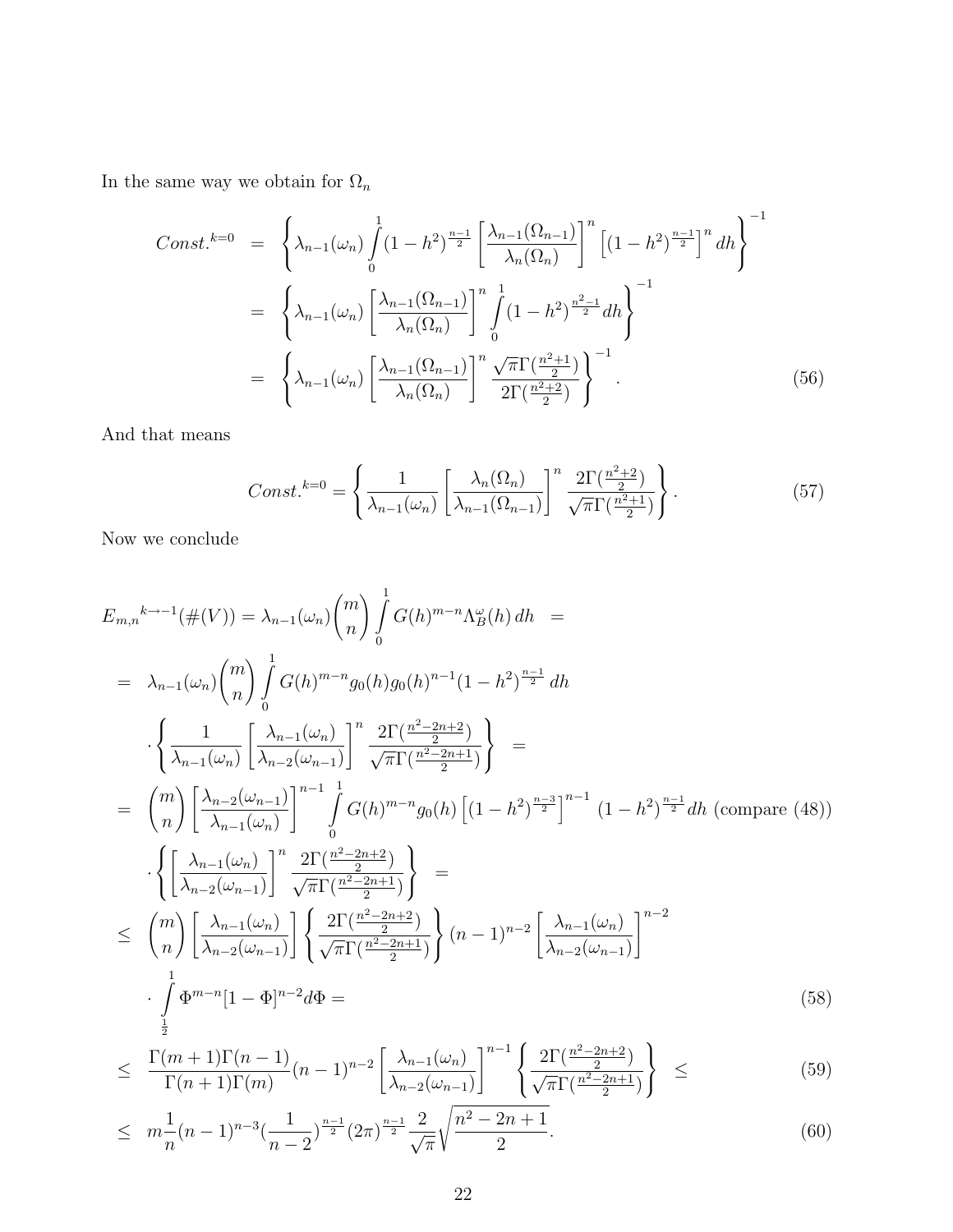In the same way we obtain for $\Omega_n$

$$
\begin{aligned}
Const.^{k=0} &= \left\{ \lambda_{n-1}(\omega_n) \int_0^1 (1-h^2)^{\frac{n-1}{2}} \left[ \frac{\lambda_{n-1}(\Omega_{n-1})}{\lambda_n(\Omega_n)} \right]^n \left[ (1-h^2)^{\frac{n-1}{2}} \right]^n dh \right\}^{-1} \\
&= \left\{ \lambda_{n-1}(\omega_n) \left[ \frac{\lambda_{n-1}(\Omega_{n-1})}{\lambda_n(\Omega_n)} \right]^n \int_0^1 (1-h^2)^{\frac{n^2-1}{2}} dh \right\}^{-1} \\
&= \left\{ \lambda_{n-1}(\omega_n) \left[ \frac{\lambda_{n-1}(\Omega_{n-1})}{\lambda_n(\Omega_n)} \right]^n \frac{\sqrt{\pi}\Gamma(\frac{n^2+1}{2})}{2\Gamma(\frac{n^2+2}{2})} \right\}^{-1} . \qquad (56)
\end{aligned}
$$

And that means

$$
Const.^{k=0} = \left\{ \frac{1}{\lambda_{n-1}(\omega_n)} \left[ \frac{\lambda_n(\Omega_n)}{\lambda_{n-1}(\Omega_{n-1})} \right]^n \frac{2\Gamma(\frac{n^2+2}{2})}{\sqrt{\pi}\Gamma(\frac{n^2+1}{2})} \right\}. \qquad (57)
$$

Now we conclude

$$
\begin{aligned}
&E_{m,n}{}^{k\to -1}(\#(V)) = \lambda_{n-1}(\omega_n) \binom{m}{n} \int_0^1 G(h)^{m-n} \Lambda_B^\omega(h)\, dh \;\; = \\
&= \;\; \lambda_{n-1}(\omega_n) \binom{m}{n} \int_0^1 G(h)^{m-n} g_0(h) g_0(h)^{n-1} (1-h^2)^{\frac{n-1}{2}}\, dh \\
&\quad \cdot \left\{ \frac{1}{\lambda_{n-1}(\omega_n)} \left[ \frac{\lambda_{n-1}(\omega_n)}{\lambda_{n-2}(\omega_{n-1})} \right]^n \frac{2\Gamma(\frac{n^2-2n+2}{2})}{\sqrt{\pi}\Gamma(\frac{n^2-2n+1}{2})} \right\} \;\; = \\
&= \;\; \binom{m}{n} \left[ \frac{\lambda_{n-2}(\omega_{n-1})}{\lambda_{n-1}(\omega_n)} \right]^{n-1} \int_0^1 G(h)^{m-n} g_0(h) \left[ (1-h^2)^{\frac{n-3}{2}} \right]^{n-1} (1-h^2)^{\frac{n-1}{2}} dh \text{ (compare (48))} \\
&\quad \cdot \left\{ \left[ \frac{\lambda_{n-1}(\omega_n)}{\lambda_{n-2}(\omega_{n-1})} \right]^n \frac{2\Gamma(\frac{n^2-2n+2}{2})}{\sqrt{\pi}\Gamma(\frac{n^2-2n+1}{2})} \right\} \;\; = \\
&\leq \;\; \binom{m}{n} \left[ \frac{\lambda_{n-1}(\omega_n)}{\lambda_{n-2}(\omega_{n-1})} \right] \left\{ \frac{2\Gamma(\frac{n^2-2n+2}{2})}{\sqrt{\pi}\Gamma(\frac{n^2-2n+1}{2})} \right\} (n-1)^{n-2} \left[ \frac{\lambda_{n-1}(\omega_n)}{\lambda_{n-2}(\omega_{n-1})} \right]^{n-2} \\
&\quad \cdot \int_{\frac{1}{2}}^1 \Phi^{m-n} [1-\Phi]^{n-2} d\Phi = \qquad (58) \\
&\leq \;\; \frac{\Gamma(m+1)\Gamma(n-1)}{\Gamma(n+1)\Gamma(m)} (n-1)^{n-2} \left[ \frac{\lambda_{n-1}(\omega_n)}{\lambda_{n-2}(\omega_{n-1})} \right]^{n-1} \left\{ \frac{2\Gamma(\frac{n^2-2n+2}{2})}{\sqrt{\pi}\Gamma(\frac{n^2-2n+1}{2})} \right\} \;\; \leq \qquad (59) \\
&\leq \;\; m\frac{1}{n}(n-1)^{n-3} (\frac{1}{n-2})^{\frac{n-1}{2}} (2\pi)^{\frac{n-1}{2}} \frac{2}{\sqrt{\pi}} \sqrt{\frac{n^2-2n+1}{2}}. \qquad (60)
\end{aligned}
$$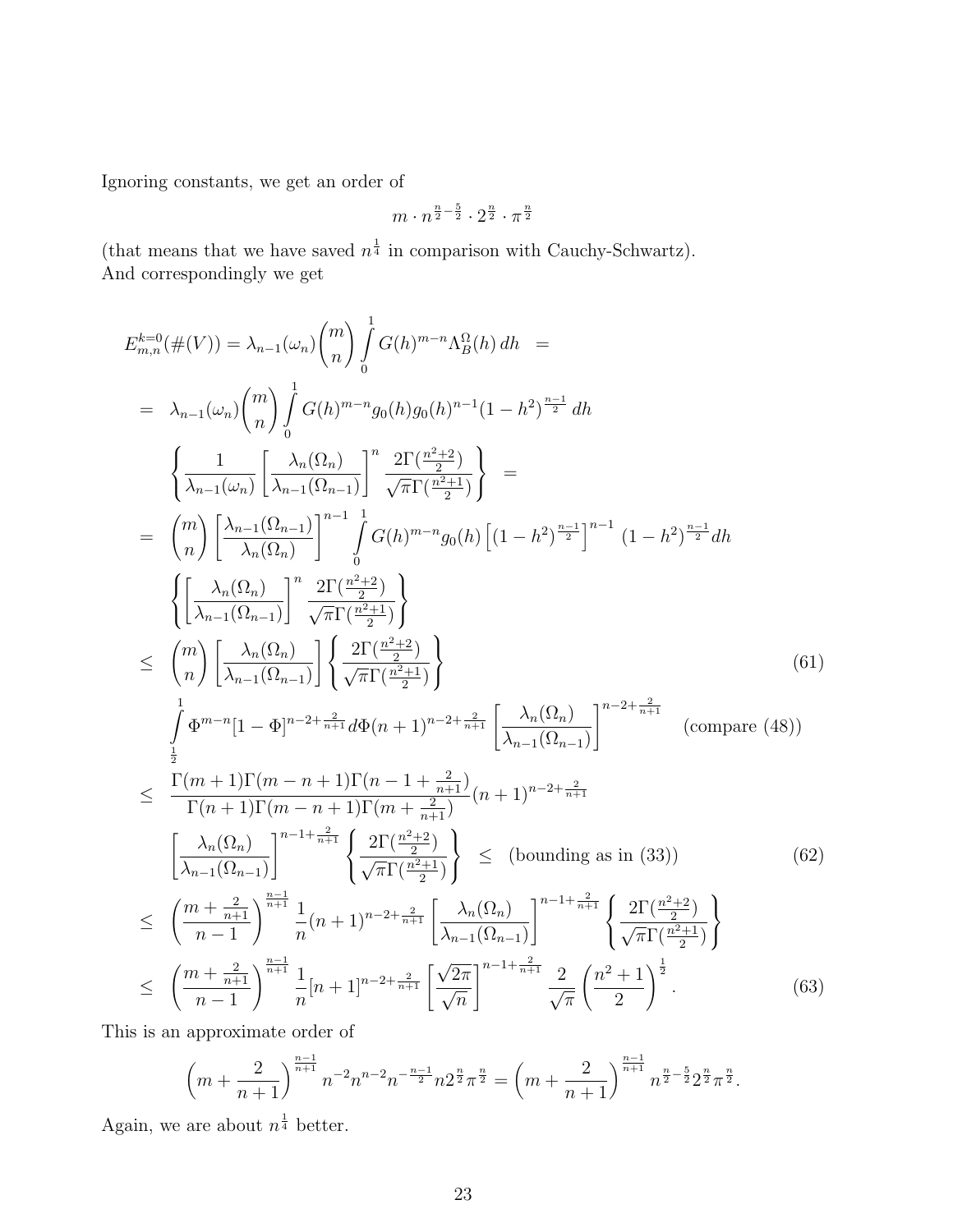Ignoring constants, we get an order of

$$m \cdot n^{\frac{n}{2}-\frac{5}{2}} \cdot 2^{\frac{n}{2}} \cdot \pi^{\frac{n}{2}}$$

(that means that we have saved $n^{\frac{1}{4}}$ in comparison with Cauchy-Schwartz).
And correspondingly we get

$$
\begin{aligned}
E_{m,n}^{k=0}(\#(V)) &= \lambda_{n-1}(\omega_n)\binom{m}{n}\int_0^1 G(h)^{m-n}\Lambda_B^{\Omega}(h)\,dh \quad = \\
&= \lambda_{n-1}(\omega_n)\binom{m}{n}\int_0^1 G(h)^{m-n}g_0(h)g_0(h)^{n-1}(1-h^2)^{\frac{n-1}{2}}\,dh \\
&\quad \left\{\frac{1}{\lambda_{n-1}(\omega_n)}\left[\frac{\lambda_n(\Omega_n)}{\lambda_{n-1}(\Omega_{n-1})}\right]^n \frac{2\Gamma(\frac{n^2+2}{2})}{\sqrt{\pi}\Gamma(\frac{n^2+1}{2})}\right\} \quad = \\
&= \binom{m}{n}\left[\frac{\lambda_{n-1}(\Omega_{n-1})}{\lambda_n(\Omega_n)}\right]^{n-1}\int_0^1 G(h)^{m-n}g_0(h)\left[(1-h^2)^{\frac{n-1}{2}}\right]^{n-1}(1-h^2)^{\frac{n-1}{2}}dh \\
&\quad \left\{\left[\frac{\lambda_n(\Omega_n)}{\lambda_{n-1}(\Omega_{n-1})}\right]^n \frac{2\Gamma(\frac{n^2+2}{2})}{\sqrt{\pi}\Gamma(\frac{n^2+1}{2})}\right\} \\
&\leq \binom{m}{n}\left[\frac{\lambda_n(\Omega_n)}{\lambda_{n-1}(\Omega_{n-1})}\right]\left\{\frac{2\Gamma(\frac{n^2+2}{2})}{\sqrt{\pi}\Gamma(\frac{n^2+1}{2})}\right\} \qquad (61) \\
&\quad \int_{\frac{1}{2}}^1 \Phi^{m-n}[1-\Phi]^{n-2+\frac{2}{n+1}}d\Phi(n+1)^{n-2+\frac{2}{n+1}}\left[\frac{\lambda_n(\Omega_n)}{\lambda_{n-1}(\Omega_{n-1})}\right]^{n-2+\frac{2}{n+1}} \quad \text{(compare (48))} \\
&\leq \frac{\Gamma(m+1)\Gamma(m-n+1)\Gamma(n-1+\frac{2}{n+1})}{\Gamma(n+1)\Gamma(m-n+1)\Gamma(m+\frac{2}{n+1})}(n+1)^{n-2+\frac{2}{n+1}} \\
&\quad \left[\frac{\lambda_n(\Omega_n)}{\lambda_{n-1}(\Omega_{n-1})}\right]^{n-1+\frac{2}{n+1}}\left\{\frac{2\Gamma(\frac{n^2+2}{2})}{\sqrt{\pi}\Gamma(\frac{n^2+1}{2})}\right\} \quad \leq \quad \text{(bounding as in (33))} \qquad (62) \\
&\leq \left(\frac{m+\frac{2}{n+1}}{n-1}\right)^{\frac{n-1}{n+1}}\frac{1}{n}(n+1)^{n-2+\frac{2}{n+1}}\left[\frac{\lambda_n(\Omega_n)}{\lambda_{n-1}(\Omega_{n-1})}\right]^{n-1+\frac{2}{n+1}}\left\{\frac{2\Gamma(\frac{n^2+2}{2})}{\sqrt{\pi}\Gamma(\frac{n^2+1}{2})}\right\} \\
&\leq \left(\frac{m+\frac{2}{n+1}}{n-1}\right)^{\frac{n-1}{n+1}}\frac{1}{n}[n+1]^{n-2+\frac{2}{n+1}}\left[\frac{\sqrt{2\pi}}{\sqrt{n}}\right]^{n-1+\frac{2}{n+1}}\frac{2}{\sqrt{\pi}}\left(\frac{n^2+1}{2}\right)^{\frac{1}{2}}. \qquad (63)
\end{aligned}
$$

This is an approximate order of

$$\left(m+\frac{2}{n+1}\right)^{\frac{n-1}{n+1}}n^{-2}n^{n-2}n^{-\frac{n-1}{2}}n2^{\frac{n}{2}}\pi^{\frac{n}{2}} = \left(m+\frac{2}{n+1}\right)^{\frac{n-1}{n+1}}n^{\frac{n}{2}-\frac{5}{2}}2^{\frac{n}{2}}\pi^{\frac{n}{2}}.$$

Again, we are about $n^{\frac{1}{4}}$ better.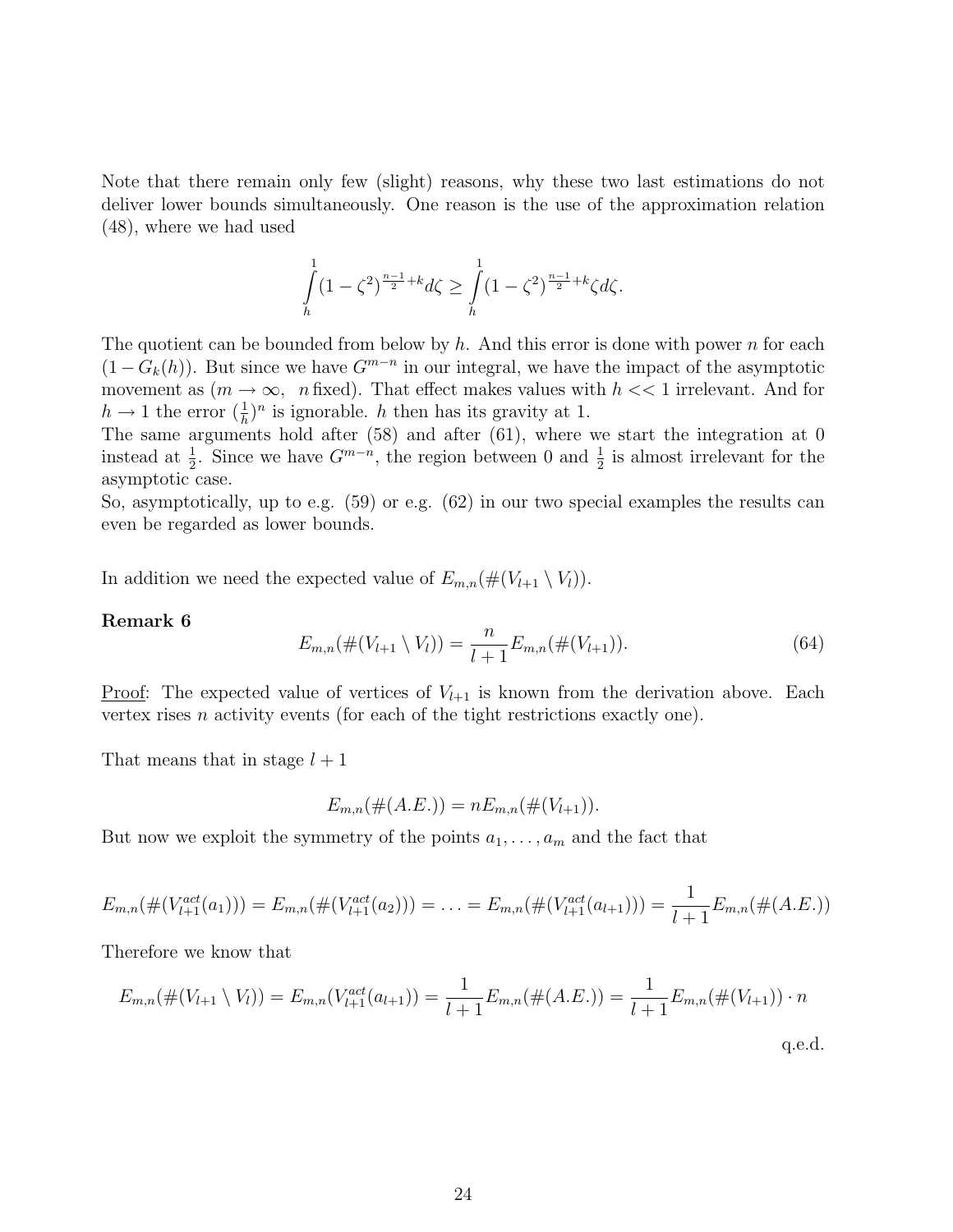Note that there remain only few (slight) reasons, why these two last estimations do not deliver lower bounds simultaneously. One reason is the use of the approximation relation (48), where we had used

$$\int_h^1 (1-\zeta^2)^{\frac{n-1}{2}+k} d\zeta \geq \int_h^1 (1-\zeta^2)^{\frac{n-1}{2}+k} \zeta d\zeta.$$

The quotient can be bounded from below by $h$. And this error is done with power $n$ for each $(1 - G_k(h))$. But since we have $G^{m-n}$ in our integral, we have the impact of the asymptotic movement as $(m \to \infty, \;\; n \text{ fixed})$. That effect makes values with $h << 1$ irrelevant. And for $h \to 1$ the error $(\frac{1}{h})^n$ is ignorable. $h$ then has its gravity at 1.
The same arguments hold after (58) and after (61), where we start the integration at 0 instead at $\frac{1}{2}$. Since we have $G^{m-n}$, the region between 0 and $\frac{1}{2}$ is almost irrelevant for the asymptotic case.
So, asymptotically, up to e.g. (59) or e.g. (62) in our two special examples the results can even be regarded as lower bounds.

In addition we need the expected value of $E_{m,n}(\#(V_{l+1} \setminus V_l))$.

**Remark 6**

$$E_{m,n}(\#(V_{l+1} \setminus V_l)) = \frac{n}{l+1} E_{m,n}(\#(V_{l+1})). \tag{64}$$

<u>Proof</u>: The expected value of vertices of $V_{l+1}$ is known from the derivation above. Each vertex rises $n$ activity events (for each of the tight restrictions exactly one).

That means that in stage $l+1$

$$E_{m,n}(\#(A.E.)) = nE_{m,n}(\#(V_{l+1})).$$

But now we exploit the symmetry of the points $a_1, \ldots, a_m$ and the fact that

$$E_{m,n}(\#(V_{l+1}^{act}(a_1))) = E_{m,n}(\#(V_{l+1}^{act}(a_2))) = \ldots = E_{m,n}(\#(V_{l+1}^{act}(a_{l+1}))) = \frac{1}{l+1} E_{m,n}(\#(A.E.))$$

Therefore we know that

$$E_{m,n}(\#(V_{l+1} \setminus V_l)) = E_{m,n}(V_{l+1}^{act}(a_{l+1})) = \frac{1}{l+1} E_{m,n}(\#(A.E.)) = \frac{1}{l+1} E_{m,n}(\#(V_{l+1})) \cdot n$$

q.e.d.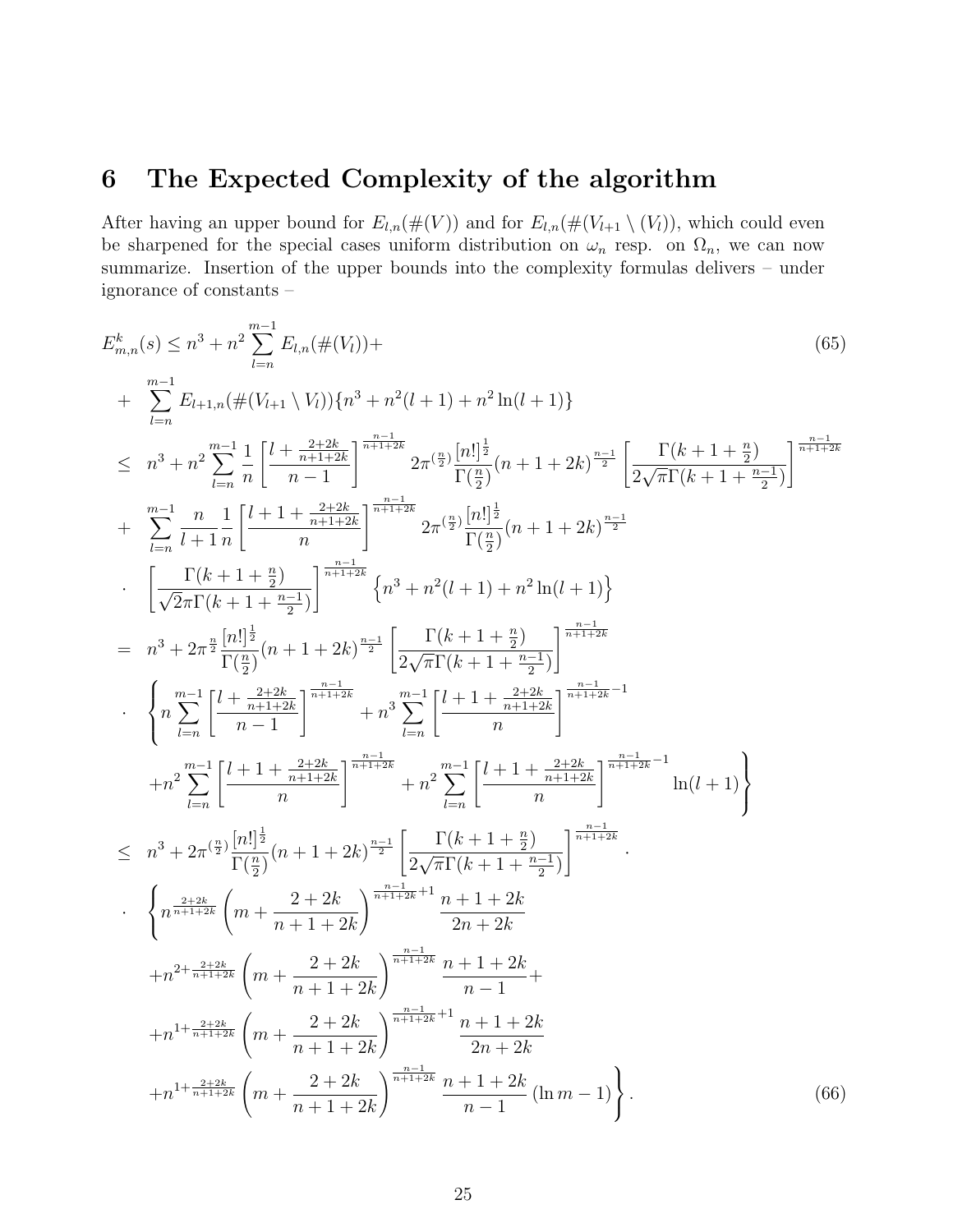## 6 The Expected Complexity of the algorithm

After having an upper bound for $E_{l,n}(\#(V))$ and for $E_{l,n}(\#(V_{l+1} \setminus (V_l))$, which could even be sharpened for the special cases uniform distribution on $\omega_n$ resp. on $\Omega_n$, we can now summarize. Insertion of the upper bounds into the complexity formulas delivers – under ignorance of constants –

$$
\begin{aligned}
E^k_{m,n}(s) \leq\ & n^3 + n^2 \sum_{l=n}^{m-1} E_{l,n}(\#(V_l)) + \\
+ & \sum_{l=n}^{m-1} E_{l+1,n}(\#(V_{l+1} \setminus V_l))\{n^3 + n^2(l+1) + n^2 \ln(l+1)\} \qquad (65)
\end{aligned}
$$

$$
\begin{aligned}
\leq\ & n^3 + n^2 \sum_{l=n}^{m-1} \frac{1}{n} \left[ \frac{l + \frac{2+2k}{n+1+2k}}{n-1} \right]^{\frac{n-1}{n+1+2k}} 2\pi^{(\frac{n}{2})} \frac{[n!]^{\frac{1}{2}}}{\Gamma(\frac{n}{2})} (n+1+2k)^{\frac{n-1}{2}} \left[ \frac{\Gamma(k+1+\frac{n}{2})}{2\sqrt{\pi}\Gamma(k+1+\frac{n-1}{2})} \right]^{\frac{n-1}{n+1+2k}} \\
+ & \sum_{l=n}^{m-1} \frac{n}{l+1} \frac{1}{n} \left[ \frac{l+1+\frac{2+2k}{n+1+2k}}{n} \right]^{\frac{n-1}{n+1+2k}} 2\pi^{(\frac{n}{2})} \frac{[n!]^{\frac{1}{2}}}{\Gamma(\frac{n}{2})} (n+1+2k)^{\frac{n-1}{2}} \\
\cdot & \left[ \frac{\Gamma(k+1+\frac{n}{2})}{\sqrt{2}\pi\Gamma(k+1+\frac{n-1}{2})} \right]^{\frac{n-1}{n+1+2k}} \left\{ n^3 + n^2(l+1) + n^2 \ln(l+1) \right\} \\
=\ & n^3 + 2\pi^{\frac{n}{2}} \frac{[n!]^{\frac{1}{2}}}{\Gamma(\frac{n}{2})} (n+1+2k)^{\frac{n-1}{2}} \left[ \frac{\Gamma(k+1+\frac{n}{2})}{2\sqrt{\pi}\Gamma(k+1+\frac{n-1}{2})} \right]^{\frac{n-1}{n+1+2k}} \\
\cdot & \left\{ n \sum_{l=n}^{m-1} \left[ \frac{l + \frac{2+2k}{n+1+2k}}{n-1} \right]^{\frac{n-1}{n+1+2k}} + n^3 \sum_{l=n}^{m-1} \left[ \frac{l+1+\frac{2+2k}{n+1+2k}}{n} \right]^{\frac{n-1}{n+1+2k}-1} \right. \\
& \left. + n^2 \sum_{l=n}^{m-1} \left[ \frac{l+1+\frac{2+2k}{n+1+2k}}{n} \right]^{\frac{n-1}{n+1+2k}} + n^2 \sum_{l=n}^{m-1} \left[ \frac{l+1+\frac{2+2k}{n+1+2k}}{n} \right]^{\frac{n-1}{n+1+2k}-1} \ln(l+1) \right\} \\
\leq\ & n^3 + 2\pi^{(\frac{n}{2})} \frac{[n!]^{\frac{1}{2}}}{\Gamma(\frac{n}{2})} (n+1+2k)^{\frac{n-1}{2}} \left[ \frac{\Gamma(k+1+\frac{n}{2})}{2\sqrt{\pi}\Gamma(k+1+\frac{n-1}{2})} \right]^{\frac{n-1}{n+1+2k}} \cdot \\
\cdot & \left\{ n^{\frac{2+2k}{n+1+2k}} \left( m + \frac{2+2k}{n+1+2k} \right)^{\frac{n-1}{n+1+2k}+1} \frac{n+1+2k}{2n+2k} \right. \\
& + n^{2+\frac{2+2k}{n+1+2k}} \left( m + \frac{2+2k}{n+1+2k} \right)^{\frac{n-1}{n+1+2k}} \frac{n+1+2k}{n-1} + \\
& + n^{1+\frac{2+2k}{n+1+2k}} \left( m + \frac{2+2k}{n+1+2k} \right)^{\frac{n-1}{n+1+2k}+1} \frac{n+1+2k}{2n+2k} \\
& \left. + n^{1+\frac{2+2k}{n+1+2k}} \left( m + \frac{2+2k}{n+1+2k} \right)^{\frac{n-1}{n+1+2k}} \frac{n+1+2k}{n-1} (\ln m - 1) \right\}. \qquad (66)
\end{aligned}
$$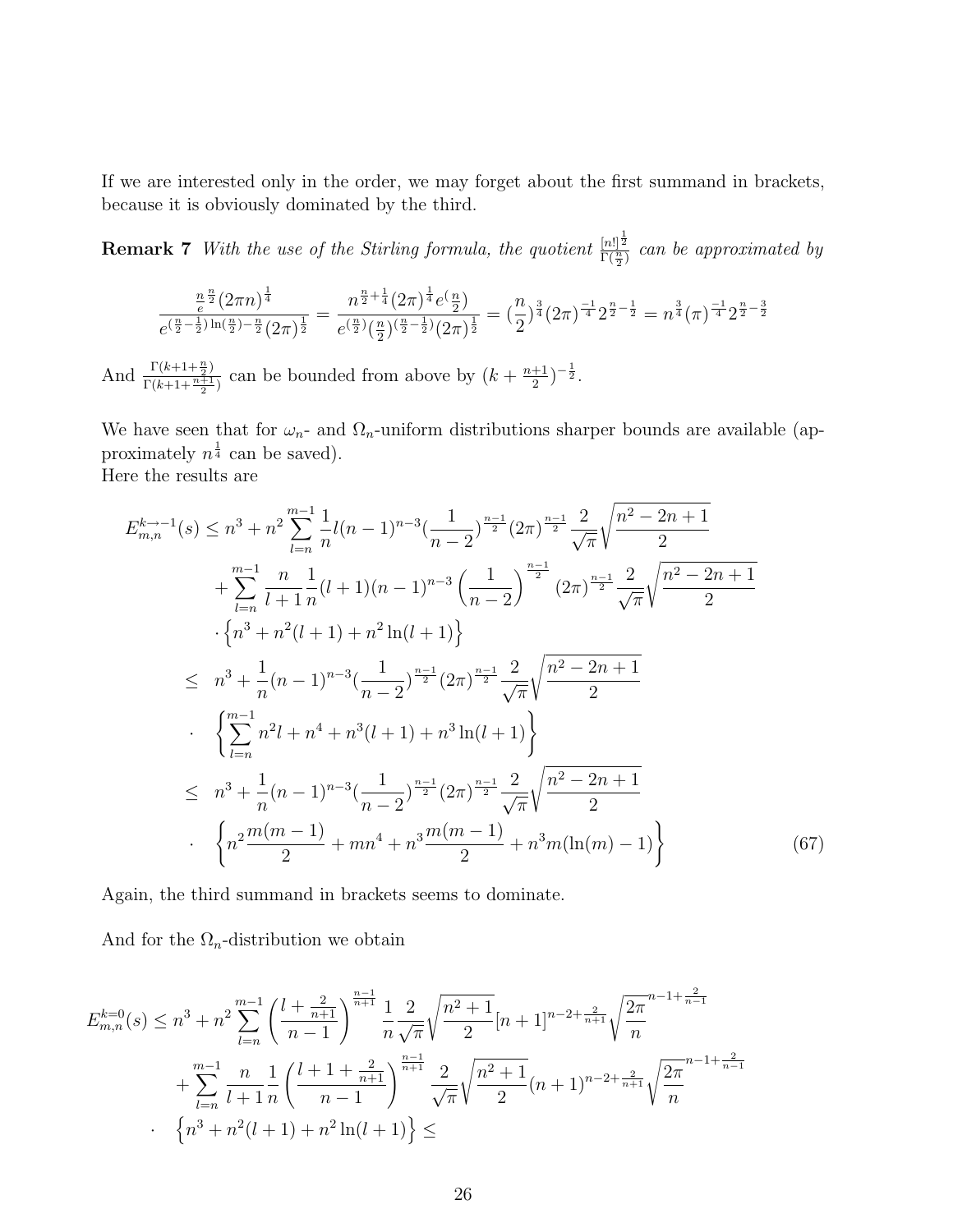If we are interested only in the order, we may forget about the first summand in brackets, because it is obviously dominated by the third.

**Remark 7** *With the use of the Stirling formula, the quotient* $\frac{[n!]^{\frac{1}{2}}}{\Gamma(\frac{n}{2})}$ *can be approximated by*

$$\frac{\frac{n}{e}^{\frac{n}{2}}(2\pi n)^{\frac{1}{4}}}{e^{(\frac{n}{2}-\frac{1}{2})\ln(\frac{n}{2})-\frac{n}{2}}(2\pi)^{\frac{1}{2}}} = \frac{n^{\frac{n}{2}+\frac{1}{4}}(2\pi)^{\frac{1}{4}}e^{(\frac{n}{2})}}{e^{(\frac{n}{2})}(\frac{n}{2})^{(\frac{n}{2}-\frac{1}{2})}(2\pi)^{\frac{1}{2}}} = (\frac{n}{2})^{\frac{3}{4}}(2\pi)^{\frac{-1}{4}}2^{\frac{n}{2}-\frac{1}{2}} = n^{\frac{3}{4}}(\pi)^{\frac{-1}{4}}2^{\frac{n}{2}-\frac{3}{2}}$$

And $\frac{\Gamma(k+1+\frac{n}{2})}{\Gamma(k+1+\frac{n+1}{2})}$ can be bounded from above by $(k+\frac{n+1}{2})^{-\frac{1}{2}}$.

We have seen that for $\omega_n$- and $\Omega_n$-uniform distributions sharper bounds are available (approximately $n^{\frac{1}{4}}$ can be saved).
Here the results are

$$\begin{aligned}
E^{k\to -1}_{m,n}(s) &\leq n^3 + n^2\sum_{l=n}^{m-1}\frac{1}{n}l(n-1)^{n-3}(\frac{1}{n-2})^{\frac{n-1}{2}}(2\pi)^{\frac{n-1}{2}}\frac{2}{\sqrt{\pi}}\sqrt{\frac{n^2-2n+1}{2}} \\
&\quad + \sum_{l=n}^{m-1}\frac{n}{l+1}\frac{1}{n}(l+1)(n-1)^{n-3}\left(\frac{1}{n-2}\right)^{\frac{n-1}{2}}(2\pi)^{\frac{n-1}{2}}\frac{2}{\sqrt{\pi}}\sqrt{\frac{n^2-2n+1}{2}} \\
&\quad \cdot\left\{n^3+n^2(l+1)+n^2\ln(l+1)\right\} \\
&\leq \; n^3 + \frac{1}{n}(n-1)^{n-3}(\frac{1}{n-2})^{\frac{n-1}{2}}(2\pi)^{\frac{n-1}{2}}\frac{2}{\sqrt{\pi}}\sqrt{\frac{n^2-2n+1}{2}} \\
&\quad \cdot \; \left\{\sum_{l=n}^{m-1} n^2 l + n^4 + n^3(l+1) + n^3\ln(l+1)\right\} \\
&\leq \; n^3 + \frac{1}{n}(n-1)^{n-3}(\frac{1}{n-2})^{\frac{n-1}{2}}(2\pi)^{\frac{n-1}{2}}\frac{2}{\sqrt{\pi}}\sqrt{\frac{n^2-2n+1}{2}} \\
&\quad \cdot \; \left\{n^2\frac{m(m-1)}{2} + mn^4 + n^3\frac{m(m-1)}{2} + n^3 m(\ln(m)-1)\right\}
\end{aligned} \tag{67}$$

Again, the third summand in brackets seems to dominate.

And for the $\Omega_n$-distribution we obtain

$$\begin{aligned}
E^{k=0}_{m,n}(s) &\leq n^3 + n^2\sum_{l=n}^{m-1}\left(\frac{l+\frac{2}{n+1}}{n-1}\right)^{\frac{n-1}{n+1}}\frac{1}{n}\frac{2}{\sqrt{\pi}}\sqrt{\frac{n^2+1}{2}}[n+1]^{n-2+\frac{2}{n+1}}\sqrt{\frac{2\pi}{n}}^{n-1+\frac{2}{n-1}} \\
&\quad + \sum_{l=n}^{m-1}\frac{n}{l+1}\frac{1}{n}\left(\frac{l+1+\frac{2}{n+1}}{n-1}\right)^{\frac{n-1}{n+1}}\frac{2}{\sqrt{\pi}}\sqrt{\frac{n^2+1}{2}}(n+1)^{n-2+\frac{2}{n+1}}\sqrt{\frac{2\pi}{n}}^{n-1+\frac{2}{n-1}} \\
&\quad \cdot \; \left\{n^3+n^2(l+1)+n^2\ln(l+1)\right\} \leq
\end{aligned}$$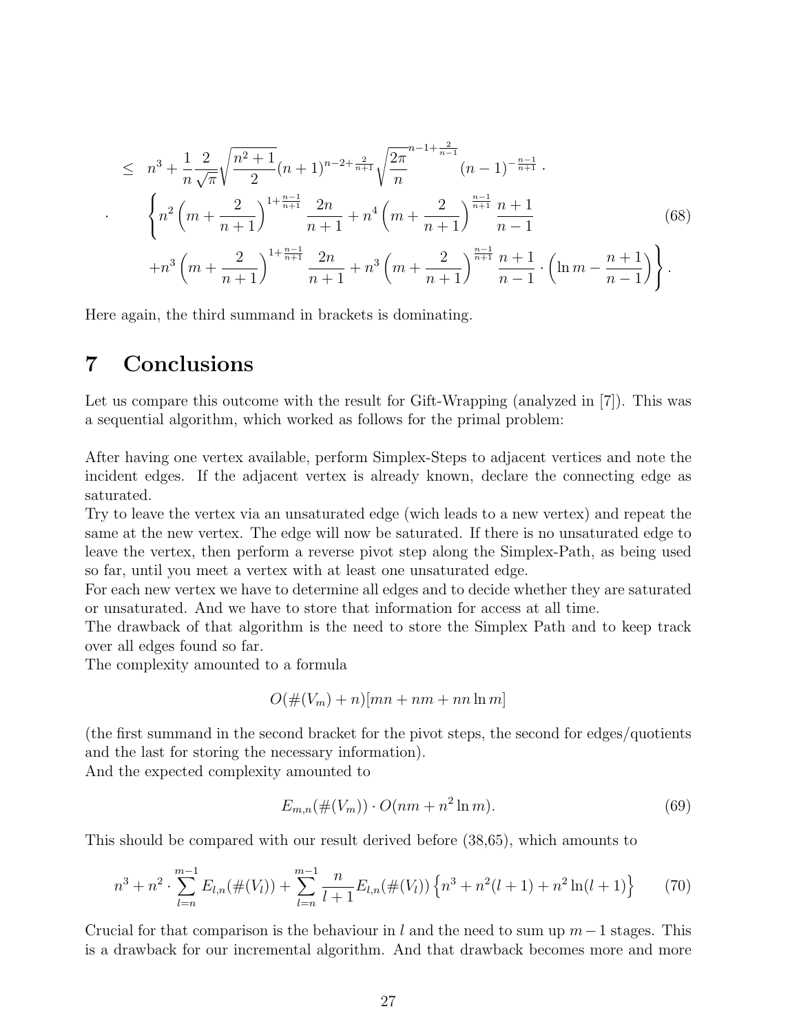$$
\begin{aligned}
\leq \;& n^3 + \frac{1}{n}\frac{2}{\sqrt{\pi}}\sqrt{\frac{n^2+1}{2}}(n+1)^{n-2+\frac{2}{n+1}}\sqrt{\frac{2\pi}{n}}^{n-1+\frac{2}{n-1}}(n-1)^{-\frac{n-1}{n+1}} \cdot \\
\cdot \quad & \left\{ n^2\left(m+\frac{2}{n+1}\right)^{1+\frac{n-1}{n+1}}\frac{2n}{n+1} + n^4\left(m+\frac{2}{n+1}\right)^{\frac{n-1}{n+1}}\frac{n+1}{n-1} \right. \\
& \left. + n^3\left(m+\frac{2}{n+1}\right)^{1+\frac{n-1}{n+1}}\frac{2n}{n+1} + n^3\left(m+\frac{2}{n+1}\right)^{\frac{n-1}{n+1}}\frac{n+1}{n-1}\cdot\left(\ln m - \frac{n+1}{n-1}\right)\right\}.
\end{aligned} \tag{68}
$$

Here again, the third summand in brackets is dominating.

# 7 Conclusions

Let us compare this outcome with the result for Gift-Wrapping (analyzed in [7]). This was a sequential algorithm, which worked as follows for the primal problem:

After having one vertex available, perform Simplex-Steps to adjacent vertices and note the incident edges. If the adjacent vertex is already known, declare the connecting edge as saturated.
Try to leave the vertex via an unsaturated edge (wich leads to a new vertex) and repeat the same at the new vertex. The edge will now be saturated. If there is no unsaturated edge to leave the vertex, then perform a reverse pivot step along the Simplex-Path, as being used so far, until you meet a vertex with at least one unsaturated edge.
For each new vertex we have to determine all edges and to decide whether they are saturated or unsaturated. And we have to store that information for access at all time.
The drawback of that algorithm is the need to store the Simplex Path and to keep track over all edges found so far.
The complexity amounted to a formula

$$
O(\#(V_m)+n)[mn + nm + nn\ln m]
$$

(the first summand in the second bracket for the pivot steps, the second for edges/quotients and the last for storing the necessary information).
And the expected complexity amounted to

$$
E_{m,n}(\#(V_m)) \cdot O(nm + n^2\ln m). \tag{69}
$$

This should be compared with our result derived before (38,65), which amounts to

$$
n^3 + n^2 \cdot \sum_{l=n}^{m-1} E_{l,n}(\#(V_l)) + \sum_{l=n}^{m-1}\frac{n}{l+1}E_{l,n}(\#(V_l))\left\{n^3 + n^2(l+1) + n^2\ln(l+1)\right\} \tag{70}
$$

Crucial for that comparison is the behaviour in $l$ and the need to sum up $m-1$ stages. This is a drawback for our incremental algorithm. And that drawback becomes more and more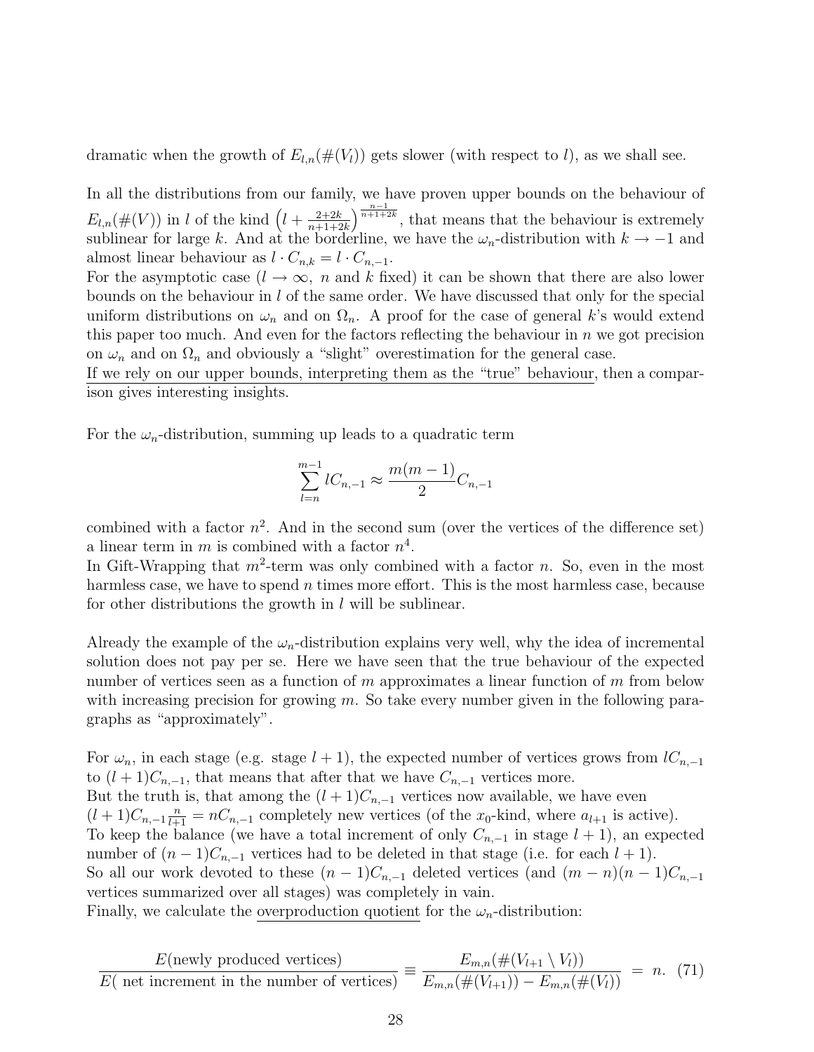dramatic when the growth of $E_{l,n}(\#(V_l))$ gets slower (with respect to $l$), as we shall see.

In all the distributions from our family, we have proven upper bounds on the behaviour of $E_{l,n}(\#(V))$ in $l$ of the kind $\left(l + \frac{2+2k}{n+1+2k}\right)^{\frac{n-1}{n+1+2k}}$, that means that the behaviour is extremely sublinear for large $k$. And at the borderline, we have the $\omega_n$-distribution with $k \to -1$ and almost linear behaviour as $l \cdot C_{n,k} = l \cdot C_{n,-1}$.
For the asymptotic case ($l \to \infty$, $n$ and $k$ fixed) it can be shown that there are also lower bounds on the behaviour in $l$ of the same order. We have discussed that only for the special uniform distributions on $\omega_n$ and on $\Omega_n$. A proof for the case of general $k$'s would extend this paper too much. And even for the factors reflecting the behaviour in $n$ we got precision on $\omega_n$ and on $\Omega_n$ and obviously a "slight" overestimation for the general case.
<u>If we rely on our upper bounds, interpreting them as the "true" behaviour</u>, then a comparison gives interesting insights.

For the $\omega_n$-distribution, summing up leads to a quadratic term

$$\sum_{l=n}^{m-1} lC_{n,-1} \approx \frac{m(m-1)}{2} C_{n,-1}$$

combined with a factor $n^2$. And in the second sum (over the vertices of the difference set) a linear term in $m$ is combined with a factor $n^4$.
In Gift-Wrapping that $m^2$-term was only combined with a factor $n$. So, even in the most harmless case, we have to spend $n$ times more effort. This is the most harmless case, because for other distributions the growth in $l$ will be sublinear.

Already the example of the $\omega_n$-distribution explains very well, why the idea of incremental solution does not pay per se. Here we have seen that the true behaviour of the expected number of vertices seen as a function of $m$ approximates a linear function of $m$ from below with increasing precision for growing $m$. So take every number given in the following paragraphs as "approximately".

For $\omega_n$, in each stage (e.g. stage $l+1$), the expected number of vertices grows from $lC_{n,-1}$ to $(l+1)C_{n,-1}$, that means that after that we have $C_{n,-1}$ vertices more.
But the truth is, that among the $(l+1)C_{n,-1}$ vertices now available, we have even $(l+1)C_{n,-1}\frac{n}{l+1} = nC_{n,-1}$ completely new vertices (of the $x_0$-kind, where $a_{l+1}$ is active).
To keep the balance (we have a total increment of only $C_{n,-1}$ in stage $l+1$), an expected number of $(n-1)C_{n,-1}$ vertices had to be deleted in that stage (i.e. for each $l+1$).
So all our work devoted to these $(n-1)C_{n,-1}$ deleted vertices (and $(m-n)(n-1)C_{n,-1}$ vertices summarized over all stages) was completely in vain.
Finally, we calculate the <u>overproduction quotient</u> for the $\omega_n$-distribution:

$$\frac{E(\text{newly produced vertices})}{E(\text{ net increment in the number of vertices})} \equiv \frac{E_{m,n}(\#(V_{l+1} \setminus V_l))}{E_{m,n}(\#(V_{l+1})) - E_{m,n}(\#(V_l))} = n. \quad (71)$$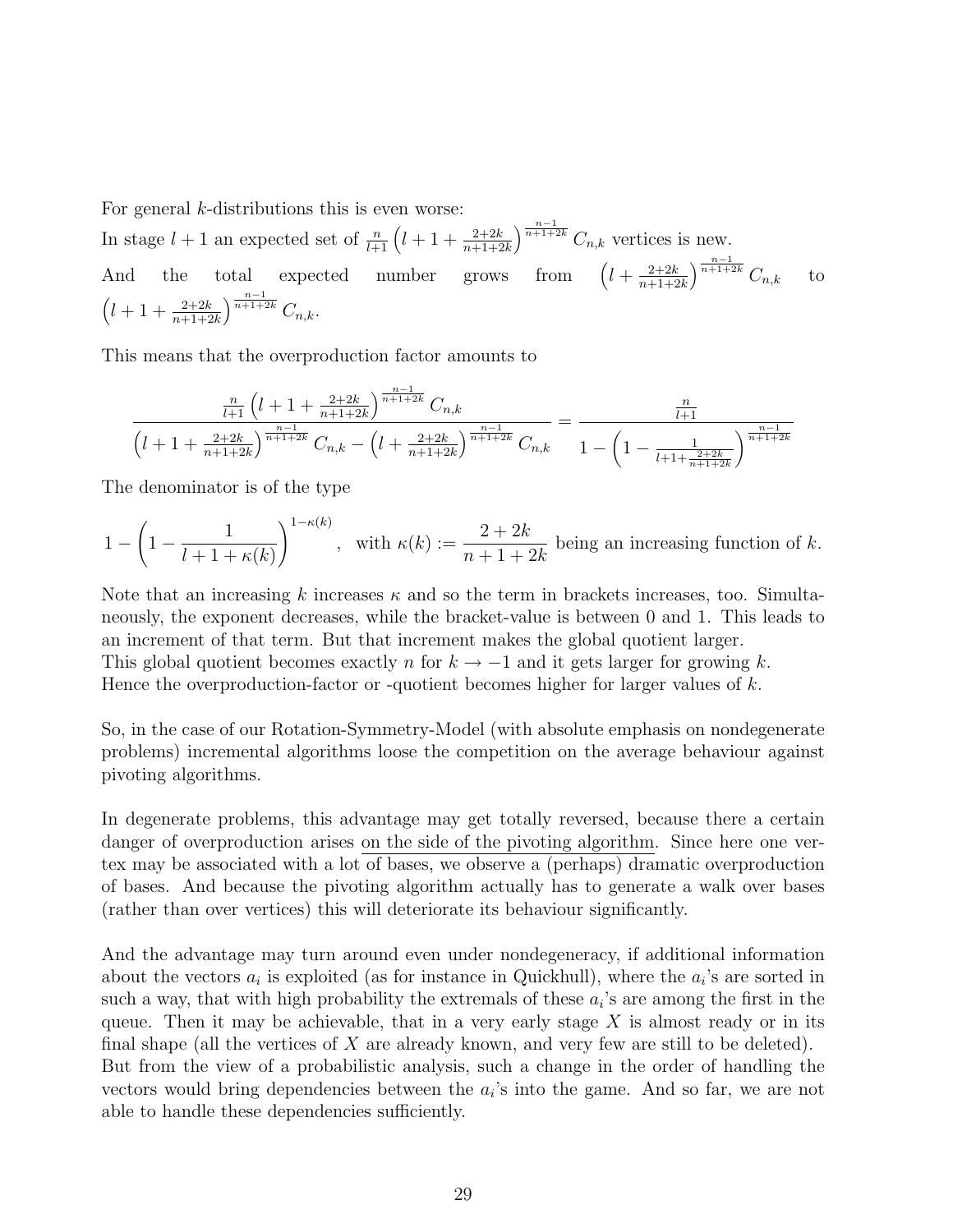For general $k$-distributions this is even worse:

In stage $l+1$ an expected set of $\frac{n}{l+1}\left(l+1+\frac{2+2k}{n+1+2k}\right)^{\frac{n-1}{n+1+2k}} C_{n,k}$ vertices is new.

And the total expected number grows from $\left(l+\frac{2+2k}{n+1+2k}\right)^{\frac{n-1}{n+1+2k}} C_{n,k}$ to $\left(l+1+\frac{2+2k}{n+1+2k}\right)^{\frac{n-1}{n+1+2k}} C_{n,k}$.

This means that the overproduction factor amounts to

$$\frac{\frac{n}{l+1}\left(l+1+\frac{2+2k}{n+1+2k}\right)^{\frac{n-1}{n+1+2k}} C_{n,k}}{\left(l+1+\frac{2+2k}{n+1+2k}\right)^{\frac{n-1}{n+1+2k}} C_{n,k}-\left(l+\frac{2+2k}{n+1+2k}\right)^{\frac{n-1}{n+1+2k}} C_{n,k}}=\frac{\frac{n}{l+1}}{1-\left(1-\frac{1}{l+1+\frac{2+2k}{n+1+2k}}\right)^{\frac{n-1}{n+1+2k}}}$$

The denominator is of the type

$$1-\left(1-\frac{1}{l+1+\kappa(k)}\right)^{1-\kappa(k)}, \quad \text{with } \kappa(k):=\frac{2+2k}{n+1+2k} \text{ being an increasing function of } k.$$

Note that an increasing $k$ increases $\kappa$ and so the term in brackets increases, too. Simultaneously, the exponent decreases, while the bracket-value is between 0 and 1. This leads to an increment of that term. But that increment makes the global quotient larger.
This global quotient becomes exactly $n$ for $k \to -1$ and it gets larger for growing $k$.
Hence the overproduction-factor or -quotient becomes higher for larger values of $k$.

So, in the case of our Rotation-Symmetry-Model (with absolute emphasis on nondegenerate problems) incremental algorithms loose the competition on the average behaviour against pivoting algorithms.

In degenerate problems, this advantage may get totally reversed, because there a certain danger of overproduction arises on the side of the pivoting algorithm. Since here one vertex may be associated with a lot of bases, we observe a (perhaps) dramatic overproduction of bases. And because the pivoting algorithm actually has to generate a walk over bases (rather than over vertices) this will deteriorate its behaviour significantly.

And the advantage may turn around even under nondegeneracy, if additional information about the vectors $a_i$ is exploited (as for instance in Quickhull), where the $a_i$'s are sorted in such a way, that with high probability the extremals of these $a_i$'s are among the first in the queue. Then it may be achievable, that in a very early stage $X$ is almost ready or in its final shape (all the vertices of $X$ are already known, and very few are still to be deleted).
But from the view of a probabilistic analysis, such a change in the order of handling the vectors would bring dependencies between the $a_i$'s into the game. And so far, we are not able to handle these dependencies sufficiently.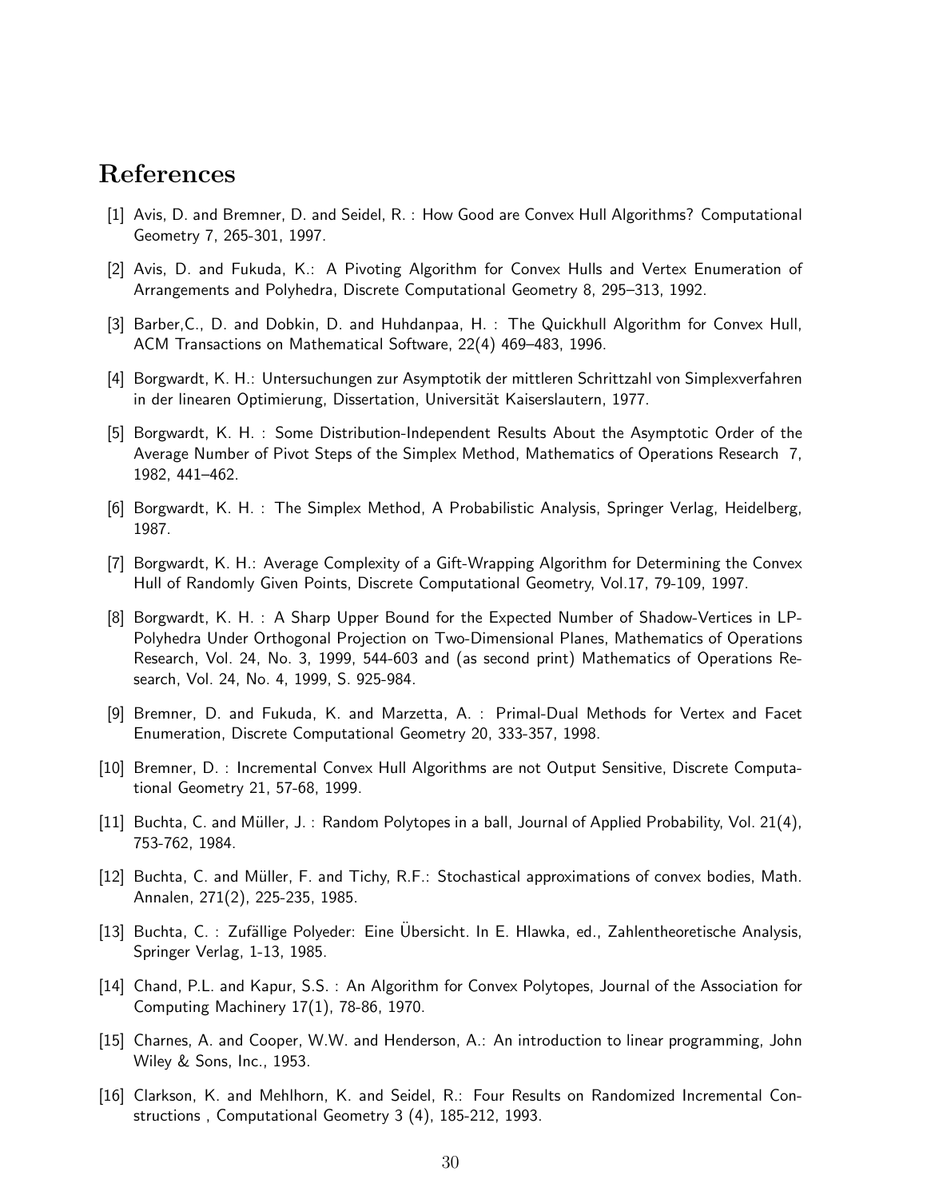# References

[1] Avis, D. and Bremner, D. and Seidel, R. : How Good are Convex Hull Algorithms? Computational Geometry 7, 265-301, 1997.

[2] Avis, D. and Fukuda, K.: A Pivoting Algorithm for Convex Hulls and Vertex Enumeration of Arrangements and Polyhedra, Discrete Computational Geometry 8, 295–313, 1992.

[3] Barber,C., D. and Dobkin, D. and Huhdanpaa, H. : The Quickhull Algorithm for Convex Hull, ACM Transactions on Mathematical Software, 22(4) 469–483, 1996.

[4] Borgwardt, K. H.: Untersuchungen zur Asymptotik der mittleren Schrittzahl von Simplexverfahren in der linearen Optimierung, Dissertation, Universität Kaiserslautern, 1977.

[5] Borgwardt, K. H. : Some Distribution-Independent Results About the Asymptotic Order of the Average Number of Pivot Steps of the Simplex Method, Mathematics of Operations Research 7, 1982, 441–462.

[6] Borgwardt, K. H. : The Simplex Method, A Probabilistic Analysis, Springer Verlag, Heidelberg, 1987.

[7] Borgwardt, K. H.: Average Complexity of a Gift-Wrapping Algorithm for Determining the Convex Hull of Randomly Given Points, Discrete Computational Geometry, Vol.17, 79-109, 1997.

[8] Borgwardt, K. H. : A Sharp Upper Bound for the Expected Number of Shadow-Vertices in LP-Polyhedra Under Orthogonal Projection on Two-Dimensional Planes, Mathematics of Operations Research, Vol. 24, No. 3, 1999, 544-603 and (as second print) Mathematics of Operations Research, Vol. 24, No. 4, 1999, S. 925-984.

[9] Bremner, D. and Fukuda, K. and Marzetta, A. : Primal-Dual Methods for Vertex and Facet Enumeration, Discrete Computational Geometry 20, 333-357, 1998.

[10] Bremner, D. : Incremental Convex Hull Algorithms are not Output Sensitive, Discrete Computational Geometry 21, 57-68, 1999.

[11] Buchta, C. and Müller, J. : Random Polytopes in a ball, Journal of Applied Probability, Vol. 21(4), 753-762, 1984.

[12] Buchta, C. and Müller, F. and Tichy, R.F.: Stochastical approximations of convex bodies, Math. Annalen, 271(2), 225-235, 1985.

[13] Buchta, C. : Zufällige Polyeder: Eine Übersicht. In E. Hlawka, ed., Zahlentheoretische Analysis, Springer Verlag, 1-13, 1985.

[14] Chand, P.L. and Kapur, S.S. : An Algorithm for Convex Polytopes, Journal of the Association for Computing Machinery 17(1), 78-86, 1970.

[15] Charnes, A. and Cooper, W.W. and Henderson, A.: An introduction to linear programming, John Wiley & Sons, Inc., 1953.

[16] Clarkson, K. and Mehlhorn, K. and Seidel, R.: Four Results on Randomized Incremental Constructions , Computational Geometry 3 (4), 185-212, 1993.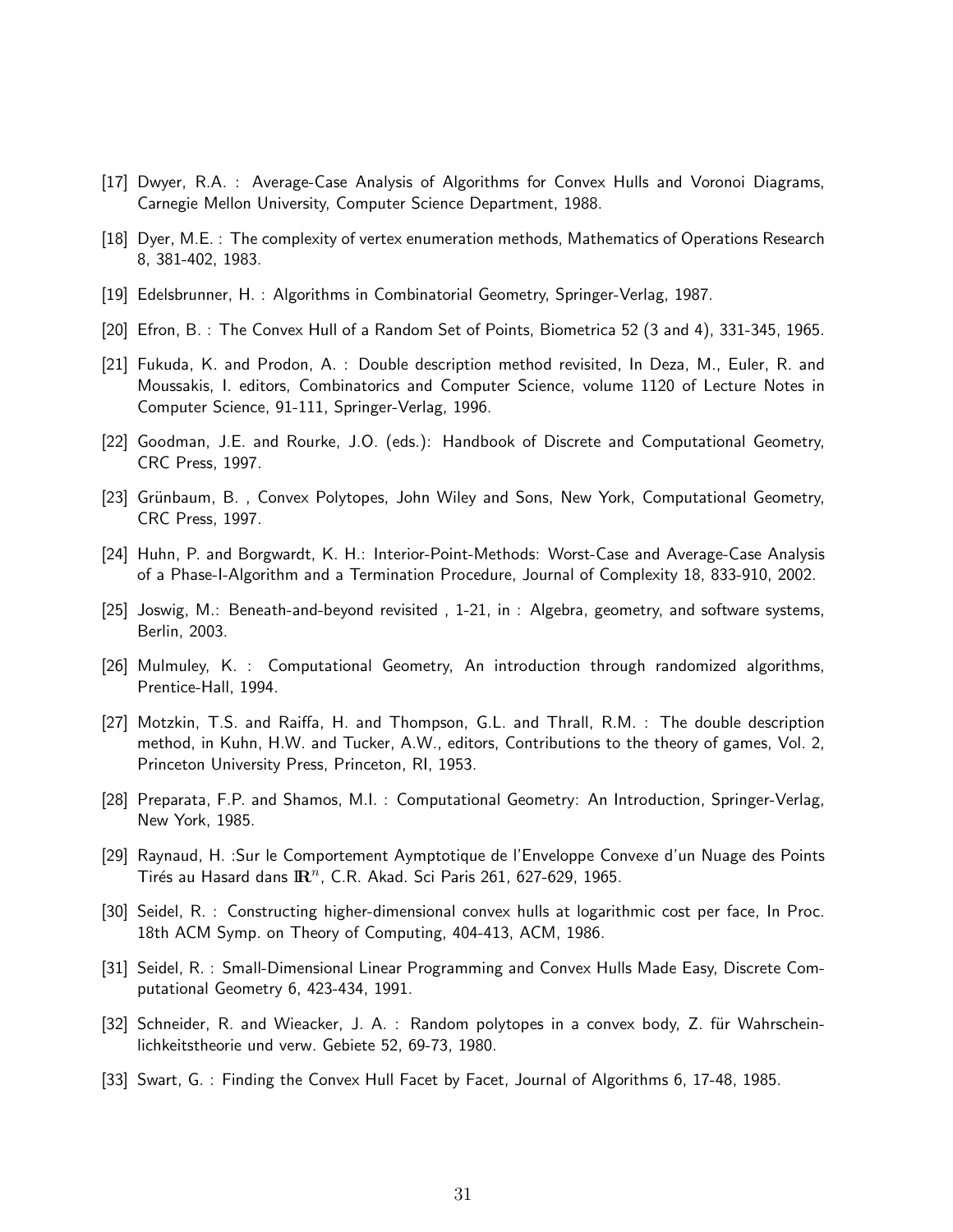[17] Dwyer, R.A. : Average-Case Analysis of Algorithms for Convex Hulls and Voronoi Diagrams, Carnegie Mellon University, Computer Science Department, 1988.

[18] Dyer, M.E. : The complexity of vertex enumeration methods, Mathematics of Operations Research 8, 381-402, 1983.

[19] Edelsbrunner, H. : Algorithms in Combinatorial Geometry, Springer-Verlag, 1987.

[20] Efron, B. : The Convex Hull of a Random Set of Points, Biometrica 52 (3 and 4), 331-345, 1965.

[21] Fukuda, K. and Prodon, A. : Double description method revisited, In Deza, M., Euler, R. and Moussakis, I. editors, Combinatorics and Computer Science, volume 1120 of Lecture Notes in Computer Science, 91-111, Springer-Verlag, 1996.

[22] Goodman, J.E. and Rourke, J.O. (eds.): Handbook of Discrete and Computational Geometry, CRC Press, 1997.

[23] Grünbaum, B. , Convex Polytopes, John Wiley and Sons, New York, Computational Geometry, CRC Press, 1997.

[24] Huhn, P. and Borgwardt, K. H.: Interior-Point-Methods: Worst-Case and Average-Case Analysis of a Phase-I-Algorithm and a Termination Procedure, Journal of Complexity 18, 833-910, 2002.

[25] Joswig, M.: Beneath-and-beyond revisited , 1-21, in : Algebra, geometry, and software systems, Berlin, 2003.

[26] Mulmuley, K. : Computational Geometry, An introduction through randomized algorithms, Prentice-Hall, 1994.

[27] Motzkin, T.S. and Raiffa, H. and Thompson, G.L. and Thrall, R.M. : The double description method, in Kuhn, H.W. and Tucker, A.W., editors, Contributions to the theory of games, Vol. 2, Princeton University Press, Princeton, RI, 1953.

[28] Preparata, F.P. and Shamos, M.I. : Computational Geometry: An Introduction, Springer-Verlag, New York, 1985.

[29] Raynaud, H. :Sur le Comportement Aymptotique de l'Enveloppe Convexe d'un Nuage des Points Tirés au Hasard dans $\mathbb{R}^n$, C.R. Akad. Sci Paris 261, 627-629, 1965.

[30] Seidel, R. : Constructing higher-dimensional convex hulls at logarithmic cost per face, In Proc. 18th ACM Symp. on Theory of Computing, 404-413, ACM, 1986.

[31] Seidel, R. : Small-Dimensional Linear Programming and Convex Hulls Made Easy, Discrete Computational Geometry 6, 423-434, 1991.

[32] Schneider, R. and Wieacker, J. A. : Random polytopes in a convex body, Z. für Wahrscheinlichkeitstheorie und verw. Gebiete 52, 69-73, 1980.

[33] Swart, G. : Finding the Convex Hull Facet by Facet, Journal of Algorithms 6, 17-48, 1985.